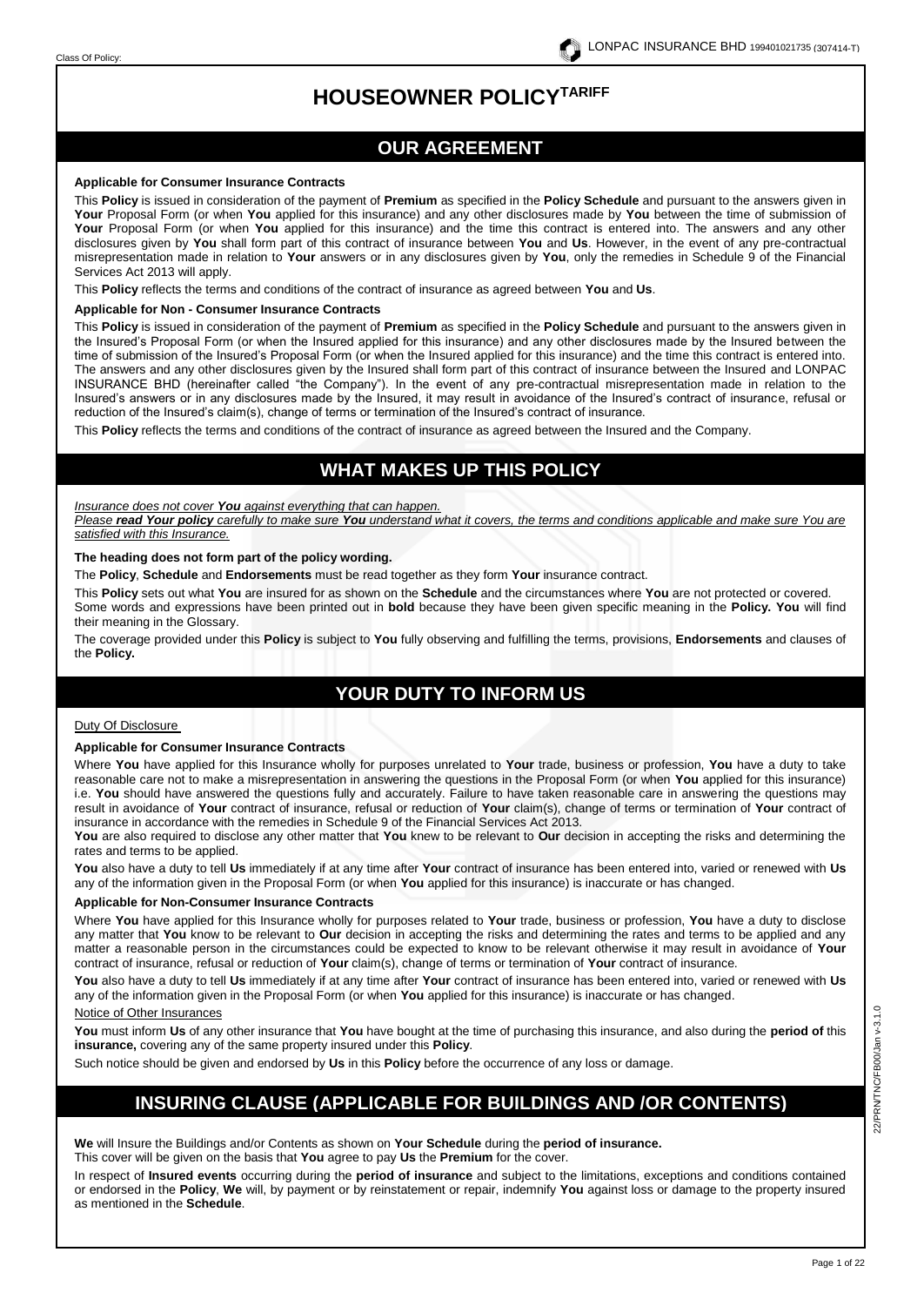# HOUSEOWNER POLICY[TARIFF]

## OUR AGREEMENT

**Applicable for Consumer Insurance Contracts**

This **Policy** is issued in consideration of the payment of **Premium** as specified in the **Policy Schedule** and pursuant to the answers given in **Your** Proposal Form (or when **You** applied for this insurance) and any other disclosures made by **You** between the time of submission of **Your** Proposal Form (or when **You** applied for this insurance) and the time this contract is entered into. The answers and any other disclosures given by **You** shall form part of this contract of insurance between **You** and **Us**. However, in the event of any pre-contractual misrepresentation made in relation to **Your** answers or in any disclosures given by **You**, only the remedies in Schedule 9 of the Financial Services Act 2013 will apply.

This **Policy** reflects the terms and conditions of the contract of insurance as agreed between **You** and **Us**.

**Applicable for Non - Consumer Insurance Contracts**

This **Policy** is issued in consideration of the payment of **Premium** as specified in the **Policy Schedule** and pursuant to the answers given in the Insured's Proposal Form (or when the Insured applied for this insurance) and any other disclosures made by the Insured between the time of submission of the Insured's Proposal Form (or when the Insured applied for this insurance) and the time this contract is entered into. The answers and any other disclosures given by the Insured shall form part of this contract of insurance between the Insured and LONPAC INSURANCE BHD (hereinafter called "the Company"). In the event of any pre-contractual misrepresentation made in relation to the Insured's answers or in any disclosures made by the Insured, it may result in avoidance of the Insured's contract of insurance, refusal or reduction of the Insured's claim(s), change of terms or termination of the Insured's contract of insurance.

This **Policy** reflects the terms and conditions of the contract of insurance as agreed between the Insured and the Company.

## WHAT MAKES UP THIS POLICY

*Insurance does not cover **You** against everything that can happen.*
*Please **read Your policy** carefully to make sure **You** understand what it covers, the terms and conditions applicable and make sure You are satisfied with this Insurance.*

**The heading does not form part of the policy wording.**

The **Policy**, **Schedule** and **Endorsements** must be read together as they form **Your** insurance contract.

This **Policy** sets out what **You** are insured for as shown on the **Schedule** and the circumstances where **You** are not protected or covered. Some words and expressions have been printed out in **bold** because they have been given specific meaning in the **Policy. You** will find their meaning in the Glossary.

The coverage provided under this **Policy** is subject to **You** fully observing and fulfilling the terms, provisions, **Endorsements** and clauses of the **Policy.**

## YOUR DUTY TO INFORM US

Duty Of Disclosure

**Applicable for Consumer Insurance Contracts**

Where **You** have applied for this Insurance wholly for purposes unrelated to **Your** trade, business or profession, **You** have a duty to take reasonable care not to make a misrepresentation in answering the questions in the Proposal Form (or when **You** applied for this insurance) i.e. **You** should have answered the questions fully and accurately. Failure to have taken reasonable care in answering the questions may result in avoidance of **Your** contract of insurance, refusal or reduction of **Your** claim(s), change of terms or termination of **Your** contract of insurance in accordance with the remedies in Schedule 9 of the Financial Services Act 2013.

**You** are also required to disclose any other matter that **You** knew to be relevant to **Our** decision in accepting the risks and determining the rates and terms to be applied.

**You** also have a duty to tell **Us** immediately if at any time after **Your** contract of insurance has been entered into, varied or renewed with **Us** any of the information given in the Proposal Form (or when **You** applied for this insurance) is inaccurate or has changed.

**Applicable for Non-Consumer Insurance Contracts**

Where **You** have applied for this Insurance wholly for purposes related to **Your** trade, business or profession, **You** have a duty to disclose any matter that **You** know to be relevant to **Our** decision in accepting the risks and determining the rates and terms to be applied and any matter a reasonable person in the circumstances could be expected to know to be relevant otherwise it may result in avoidance of **Your** contract of insurance, refusal or reduction of **Your** claim(s), change of terms or termination of **Your** contract of insurance.

**You** also have a duty to tell **Us** immediately if at any time after **Your** contract of insurance has been entered into, varied or renewed with **Us** any of the information given in the Proposal Form (or when **You** applied for this insurance) is inaccurate or has changed.

Notice of Other Insurances

**You** must inform **Us** of any other insurance that **You** have bought at the time of purchasing this insurance, and also during the **period of** this **insurance,** covering any of the same property insured under this **Policy**.

Such notice should be given and endorsed by **Us** in this **Policy** before the occurrence of any loss or damage.

## INSURING CLAUSE (APPLICABLE FOR BUILDINGS AND /OR CONTENTS)

**We** will Insure the Buildings and/or Contents as shown on **Your Schedule** during the **period of insurance.**
This cover will be given on the basis that **You** agree to pay **Us** the **Premium** for the cover.

In respect of **Insured events** occurring during the **period of insurance** and subject to the limitations, exceptions and conditions contained or endorsed in the **Policy**, **We** will, by payment or by reinstatement or repair, indemnify **You** against loss or damage to the property insured as mentioned in the **Schedule**.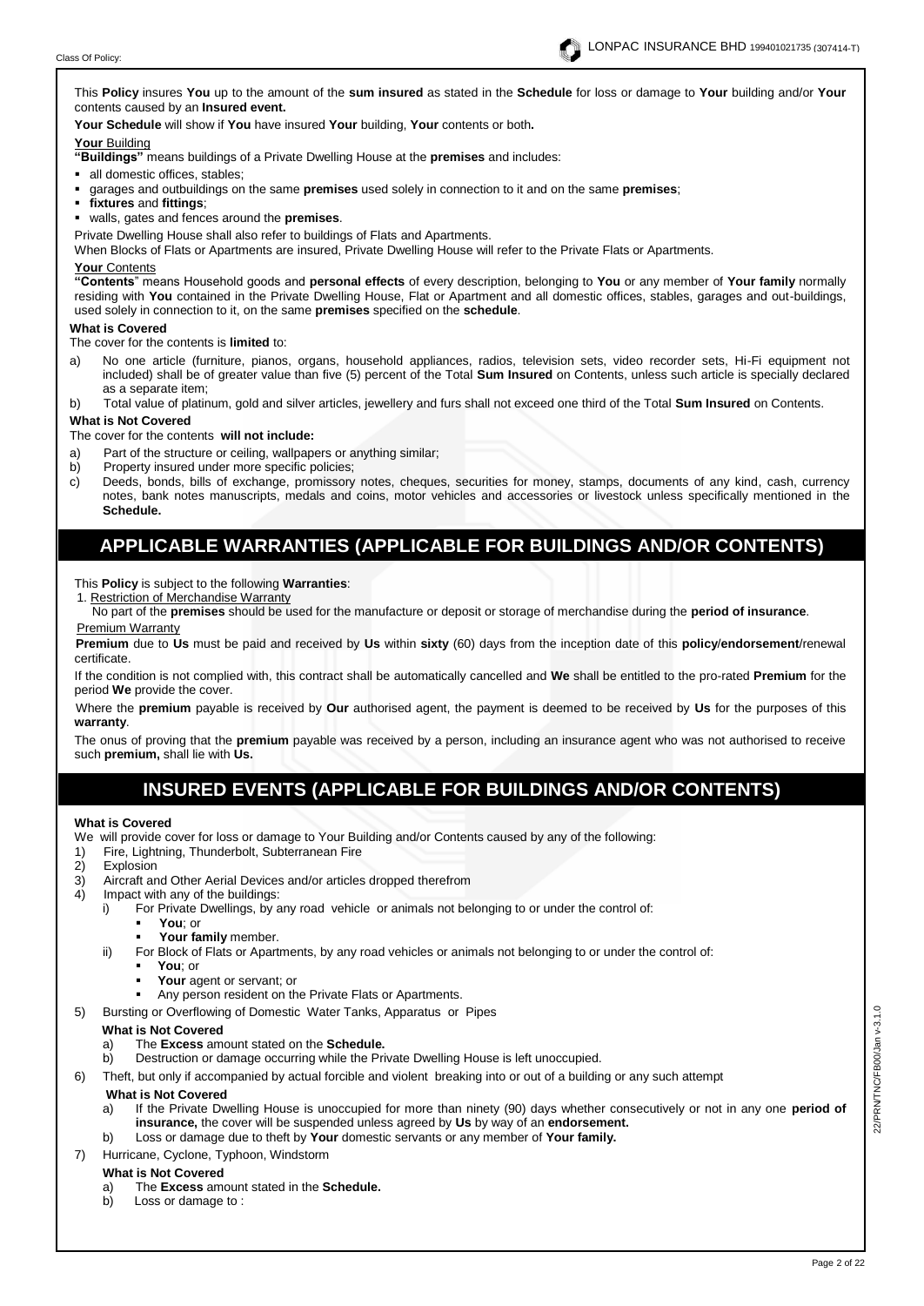This **Policy** insures **You** up to the amount of the **sum insured** as stated in the **Schedule** for loss or damage to **Your** building and/or **Your** contents caused by an **Insured event.**

**Your Schedule** will show if **You** have insured **Your** building, **Your** contents or both**.**

**Your** Building

**"Buildings"** means buildings of a Private Dwelling House at the **premises** and includes:

- all domestic offices, stables;
- garages and outbuildings on the same **premises** used solely in connection to it and on the same **premises**;
- **fixtures** and **fittings**;
- walls, gates and fences around the **premises**.

Private Dwelling House shall also refer to buildings of Flats and Apartments.

When Blocks of Flats or Apartments are insured, Private Dwelling House will refer to the Private Flats or Apartments.

**Your** Contents

**"Contents**" means Household goods and **personal effects** of every description, belonging to **You** or any member of **Your family** normally residing with **You** contained in the Private Dwelling House, Flat or Apartment and all domestic offices, stables, garages and out-buildings, used solely in connection to it, on the same **premises** specified on the **schedule**.

**What is Covered**

The cover for the contents is **limited** to:

a) No one article (furniture, pianos, organs, household appliances, radios, television sets, video recorder sets, Hi-Fi equipment not included) shall be of greater value than five (5) percent of the Total **Sum Insured** on Contents, unless such article is specially declared as a separate item;

b) Total value of platinum, gold and silver articles, jewellery and furs shall not exceed one third of the Total **Sum Insured** on Contents.

**What is Not Covered**

The cover for the contents **will not include:**

a) Part of the structure or ceiling, wallpapers or anything similar;

b) Property insured under more specific policies;

c) Deeds, bonds, bills of exchange, promissory notes, cheques, securities for money, stamps, documents of any kind, cash, currency notes, bank notes manuscripts, medals and coins, motor vehicles and accessories or livestock unless specifically mentioned in the **Schedule.**

## APPLICABLE WARRANTIES (APPLICABLE FOR BUILDINGS AND/OR CONTENTS)

This **Policy** is subject to the following **Warranties**:

1. Restriction of Merchandise Warranty

No part of the **premises** should be used for the manufacture or deposit or storage of merchandise during the **period of insurance**.

Premium Warranty

**Premium** due to **Us** must be paid and received by **Us** within **sixty** (60) days from the inception date of this **policy**/**endorsement**/renewal certificate.

If the condition is not complied with, this contract shall be automatically cancelled and **We** shall be entitled to the pro-rated **Premium** for the period **We** provide the cover.

Where the **premium** payable is received by **Our** authorised agent, the payment is deemed to be received by **Us** for the purposes of this **warranty**.

The onus of proving that the **premium** payable was received by a person, including an insurance agent who was not authorised to receive such **premium,** shall lie with **Us.**

## INSURED EVENTS (APPLICABLE FOR BUILDINGS AND/OR CONTENTS)

**What is Covered**

We will provide cover for loss or damage to Your Building and/or Contents caused by any of the following:

1) Fire, Lightning, Thunderbolt, Subterranean Fire
2) Explosion
3) Aircraft and Other Aerial Devices and/or articles dropped therefrom
4) Impact with any of the buildings:
   i) For Private Dwellings, by any road vehicle or animals not belonging to or under the control of:
      - **You**; or
      - **Your family** member.
   ii) For Block of Flats or Apartments, by any road vehicles or animals not belonging to or under the control of:
      - **You**; or
      - **Your** agent or servant; or
      - Any person resident on the Private Flats or Apartments.
5) Bursting or Overflowing of Domestic Water Tanks, Apparatus or Pipes

   **What is Not Covered**

   a) The **Excess** amount stated on the **Schedule.**

   b) Destruction or damage occurring while the Private Dwelling House is left unoccupied.
6) Theft, but only if accompanied by actual forcible and violent breaking into or out of a building or any such attempt

   **What is Not Covered**

   a) If the Private Dwelling House is unoccupied for more than ninety (90) days whether consecutively or not in any one **period of insurance,** the cover will be suspended unless agreed by **Us** by way of an **endorsement.**

   b) Loss or damage due to theft by **Your** domestic servants or any member of **Your family.**
7) Hurricane, Cyclone, Typhoon, Windstorm

   **What is Not Covered**

   a) The **Excess** amount stated in the **Schedule.**

   b) Loss or damage to :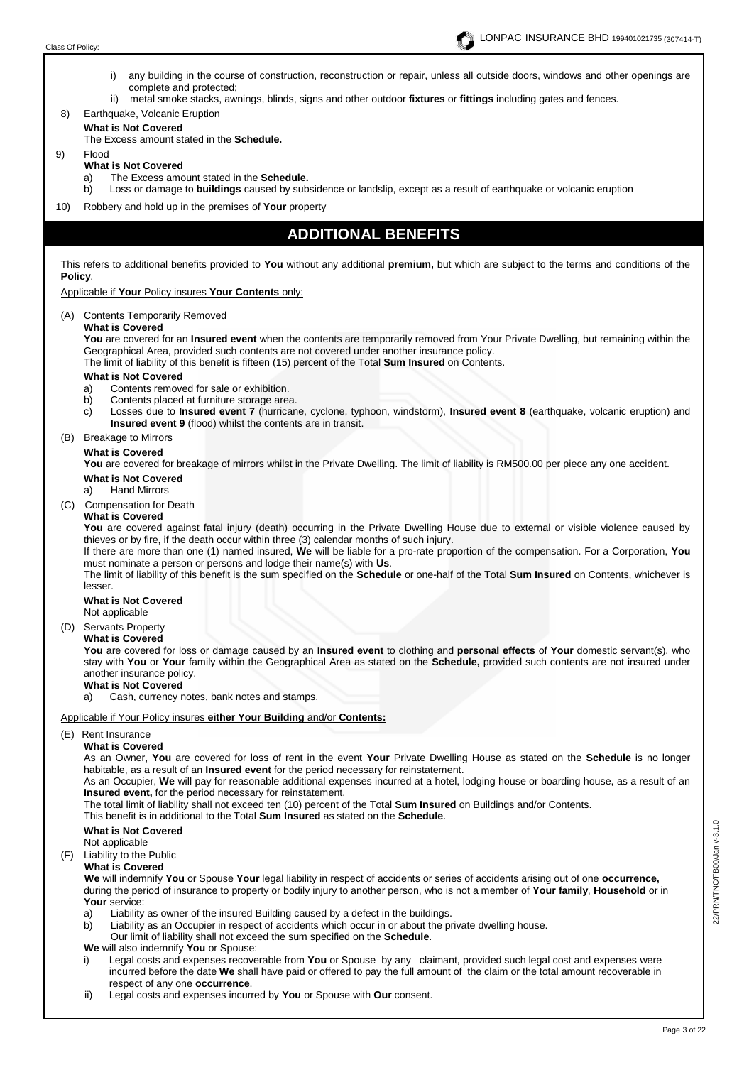i) any building in the course of construction, reconstruction or repair, unless all outside doors, windows and other openings are complete and protected;
ii) metal smoke stacks, awnings, blinds, signs and other outdoor **fixtures** or **fittings** including gates and fences.

8) Earthquake, Volcanic Eruption

**What is Not Covered**

The Excess amount stated in the **Schedule.**

9) Flood

**What is Not Covered**

a) The Excess amount stated in the **Schedule.**
b) Loss or damage to **buildings** caused by subsidence or landslip, except as a result of earthquake or volcanic eruption

10) Robbery and hold up in the premises of **Your** property

## ADDITIONAL BENEFITS

This refers to additional benefits provided to **You** without any additional **premium,** but which are subject to the terms and conditions of the **Policy**.

Applicable if **Your** Policy insures **Your Contents** only:

(A) Contents Temporarily Removed

**What is Covered**

**You** are covered for an **Insured event** when the contents are temporarily removed from Your Private Dwelling, but remaining within the Geographical Area, provided such contents are not covered under another insurance policy.

The limit of liability of this benefit is fifteen (15) percent of the Total **Sum Insured** on Contents.

**What is Not Covered**

a) Contents removed for sale or exhibition.
b) Contents placed at furniture storage area.
c) Losses due to **Insured event 7** (hurricane, cyclone, typhoon, windstorm), **Insured event 8** (earthquake, volcanic eruption) and **Insured event 9** (flood) whilst the contents are in transit.

(B) Breakage to Mirrors

**What is Covered**

**You** are covered for breakage of mirrors whilst in the Private Dwelling. The limit of liability is RM500.00 per piece any one accident.

**What is Not Covered**

a) Hand Mirrors

(C) Compensation for Death

**What is Covered**

**You** are covered against fatal injury (death) occurring in the Private Dwelling House due to external or visible violence caused by thieves or by fire, if the death occur within three (3) calendar months of such injury.

If there are more than one (1) named insured, **We** will be liable for a pro-rate proportion of the compensation. For a Corporation, **You** must nominate a person or persons and lodge their name(s) with **Us**.

The limit of liability of this benefit is the sum specified on the **Schedule** or one-half of the Total **Sum Insured** on Contents, whichever is lesser.

**What is Not Covered**

Not applicable

(D) Servants Property

**What is Covered**

**You** are covered for loss or damage caused by an **Insured event** to clothing and **personal effects** of **Your** domestic servant(s), who stay with **You** or **Your** family within the Geographical Area as stated on the **Schedule,** provided such contents are not insured under another insurance policy.

**What is Not Covered**

a) Cash, currency notes, bank notes and stamps.

Applicable if Your Policy insures **either Your Building** and/or **Contents:**

(E) Rent Insurance

**What is Covered**

As an Owner, **You** are covered for loss of rent in the event **Your** Private Dwelling House as stated on the **Schedule** is no longer habitable, as a result of an **Insured event** for the period necessary for reinstatement.

As an Occupier, **We** will pay for reasonable additional expenses incurred at a hotel, lodging house or boarding house, as a result of an **Insured event,** for the period necessary for reinstatement.

The total limit of liability shall not exceed ten (10) percent of the Total **Sum Insured** on Buildings and/or Contents.

This benefit is in additional to the Total **Sum Insured** as stated on the **Schedule**.

**What is Not Covered**

Not applicable

(F) Liability to the Public

**What is Covered**

**We** will indemnify **You** or Spouse **Your** legal liability in respect of accidents or series of accidents arising out of one **occurrence,** during the period of insurance to property or bodily injury to another person, who is not a member of **Your family**, **Household** or in **Your** service:

a) Liability as owner of the insured Building caused by a defect in the buildings.
b) Liability as an Occupier in respect of accidents which occur in or about the private dwelling house.

Our limit of liability shall not exceed the sum specified on the **Schedule**.

**We** will also indemnify **You** or Spouse:

i) Legal costs and expenses recoverable from **You** or Spouse by any claimant, provided such legal cost and expenses were incurred before the date **We** shall have paid or offered to pay the full amount of the claim or the total amount recoverable in respect of any one **occurrence**.
ii) Legal costs and expenses incurred by **You** or Spouse with **Our** consent.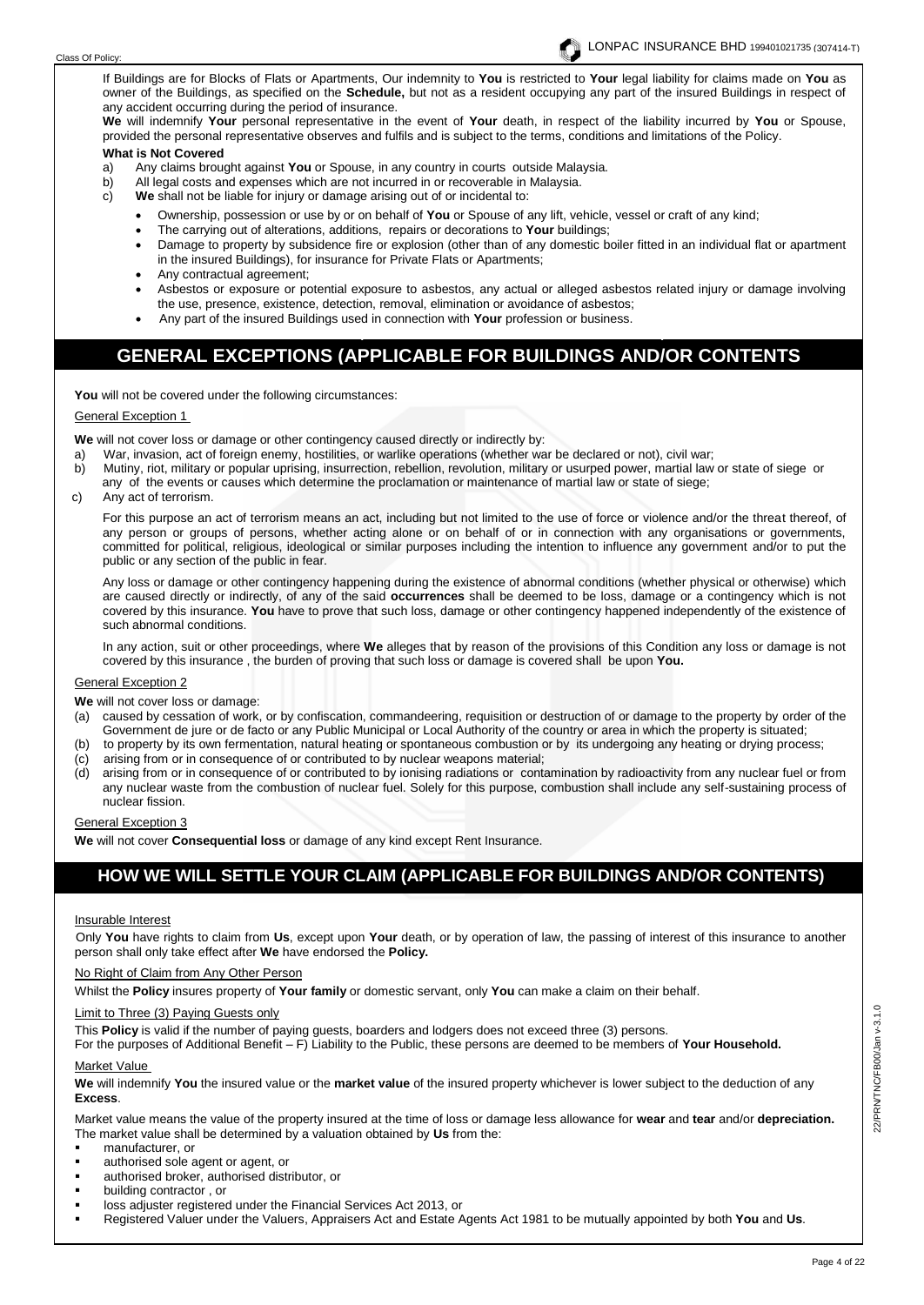If Buildings are for Blocks of Flats or Apartments, Our indemnity to **You** is restricted to **Your** legal liability for claims made on **You** as owner of the Buildings, as specified on the **Schedule,** but not as a resident occupying any part of the insured Buildings in respect of any accident occurring during the period of insurance.

**We** will indemnify **Your** personal representative in the event of **Your** death, in respect of the liability incurred by **You** or Spouse, provided the personal representative observes and fulfils and is subject to the terms, conditions and limitations of the Policy.

**What is Not Covered**

a) Any claims brought against **You** or Spouse, in any country in courts outside Malaysia.
b) All legal costs and expenses which are not incurred in or recoverable in Malaysia.
c) **We** shall not be liable for injury or damage arising out of or incidental to:
   - Ownership, possession or use by or on behalf of **You** or Spouse of any lift, vehicle, vessel or craft of any kind;
   - The carrying out of alterations, additions, repairs or decorations to **Your** buildings;
   - Damage to property by subsidence fire or explosion (other than of any domestic boiler fitted in an individual flat or apartment in the insured Buildings), for insurance for Private Flats or Apartments;
   - Any contractual agreement;
   - Asbestos or exposure or potential exposure to asbestos, any actual or alleged asbestos related injury or damage involving the use, presence, existence, detection, removal, elimination or avoidance of asbestos;
   - Any part of the insured Buildings used in connection with **Your** profession or business.

## GENERAL EXCEPTIONS (APPLICABLE FOR BUILDINGS AND/OR CONTENTS

**You** will not be covered under the following circumstances:

General Exception 1

**We** will not cover loss or damage or other contingency caused directly or indirectly by:

a) War, invasion, act of foreign enemy, hostilities, or warlike operations (whether war be declared or not), civil war;
b) Mutiny, riot, military or popular uprising, insurrection, rebellion, revolution, military or usurped power, martial law or state of siege or any of the events or causes which determine the proclamation or maintenance of martial law or state of siege;
c) Any act of terrorism.

For this purpose an act of terrorism means an act, including but not limited to the use of force or violence and/or the threat thereof, of any person or groups of persons, whether acting alone or on behalf of or in connection with any organisations or governments, committed for political, religious, ideological or similar purposes including the intention to influence any government and/or to put the public or any section of the public in fear.

Any loss or damage or other contingency happening during the existence of abnormal conditions (whether physical or otherwise) which are caused directly or indirectly, of any of the said **occurrences** shall be deemed to be loss, damage or a contingency which is not covered by this insurance. **You** have to prove that such loss, damage or other contingency happened independently of the existence of such abnormal conditions.

In any action, suit or other proceedings, where **We** alleges that by reason of the provisions of this Condition any loss or damage is not covered by this insurance , the burden of proving that such loss or damage is covered shall be upon **You.**

General Exception 2

**We** will not cover loss or damage:

(a) caused by cessation of work, or by confiscation, commandeering, requisition or destruction of or damage to the property by order of the Government de jure or de facto or any Public Municipal or Local Authority of the country or area in which the property is situated;
(b) to property by its own fermentation, natural heating or spontaneous combustion or by its undergoing any heating or drying process;
(c) arising from or in consequence of or contributed to by nuclear weapons material;
(d) arising from or in consequence of or contributed to by ionising radiations or contamination by radioactivity from any nuclear fuel or from any nuclear waste from the combustion of nuclear fuel. Solely for this purpose, combustion shall include any self-sustaining process of nuclear fission.

General Exception 3

**We** will not cover **Consequential loss** or damage of any kind except Rent Insurance.

## HOW WE WILL SETTLE YOUR CLAIM (APPLICABLE FOR BUILDINGS AND/OR CONTENTS)

Insurable Interest

Only **You** have rights to claim from **Us**, except upon **Your** death, or by operation of law, the passing of interest of this insurance to another person shall only take effect after **We** have endorsed the **Policy.**

No Right of Claim from Any Other Person

Whilst the **Policy** insures property of **Your family** or domestic servant, only **You** can make a claim on their behalf.

Limit to Three (3) Paying Guests only

This **Policy** is valid if the number of paying guests, boarders and lodgers does not exceed three (3) persons.
For the purposes of Additional Benefit – F) Liability to the Public, these persons are deemed to be members of **Your Household.**

Market Value

**We** will indemnify **You** the insured value or the **market value** of the insured property whichever is lower subject to the deduction of any **Excess**.

Market value means the value of the property insured at the time of loss or damage less allowance for **wear** and **tear** and/or **depreciation.**
The market value shall be determined by a valuation obtained by **Us** from the:

- manufacturer, or
- authorised sole agent or agent, or
- authorised broker, authorised distributor, or
- building contractor , or
- loss adjuster registered under the Financial Services Act 2013, or
- Registered Valuer under the Valuers, Appraisers Act and Estate Agents Act 1981 to be mutually appointed by both **You** and **Us**.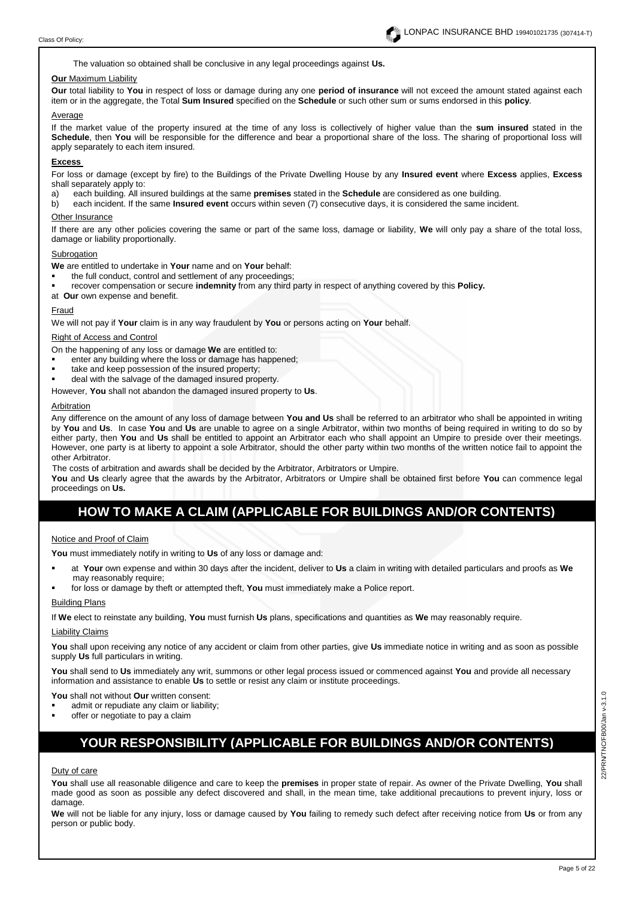The valuation so obtained shall be conclusive in any legal proceedings against **Us.**

**Our** Maximum Liability

**Our** total liability to **You** in respect of loss or damage during any one **period of insurance** will not exceed the amount stated against each item or in the aggregate, the Total **Sum Insured** specified on the **Schedule** or such other sum or sums endorsed in this **policy**.

Average

If the market value of the property insured at the time of any loss is collectively of higher value than the **sum insured** stated in the **Schedule**, then **You** will be responsible for the difference and bear a proportional share of the loss. The sharing of proportional loss will apply separately to each item insured.

**Excess**

For loss or damage (except by fire) to the Buildings of the Private Dwelling House by any **Insured event** where **Excess** applies, **Excess** shall separately apply to:

a) each building. All insured buildings at the same **premises** stated in the **Schedule** are considered as one building.
b) each incident. If the same **Insured event** occurs within seven (7) consecutive days, it is considered the same incident.

Other Insurance

If there are any other policies covering the same or part of the same loss, damage or liability, **We** will only pay a share of the total loss, damage or liability proportionally.

Subrogation

**We** are entitled to undertake in **Your** name and on **Your** behalf:

- the full conduct, control and settlement of any proceedings;
- recover compensation or secure **indemnity** from any third party in respect of anything covered by this **Policy.**

at **Our** own expense and benefit.

Fraud

We will not pay if **Your** claim is in any way fraudulent by **You** or persons acting on **Your** behalf.

Right of Access and Control

On the happening of any loss or damage **We** are entitled to:

- enter any building where the loss or damage has happened;
- take and keep possession of the insured property;
- deal with the salvage of the damaged insured property.

However, **You** shall not abandon the damaged insured property to **Us**.

Arbitration

Any difference on the amount of any loss of damage between **You and Us** shall be referred to an arbitrator who shall be appointed in writing by **You** and **Us**. In case **You** and **Us** are unable to agree on a single Arbitrator, within two months of being required in writing to do so by either party, then **You** and **Us** shall be entitled to appoint an Arbitrator each who shall appoint an Umpire to preside over their meetings. However, one party is at liberty to appoint a sole Arbitrator, should the other party within two months of the written notice fail to appoint the other Arbitrator.

The costs of arbitration and awards shall be decided by the Arbitrator, Arbitrators or Umpire.

**You** and **Us** clearly agree that the awards by the Arbitrator, Arbitrators or Umpire shall be obtained first before **You** can commence legal proceedings on **Us.**

## HOW TO MAKE A CLAIM (APPLICABLE FOR BUILDINGS AND/OR CONTENTS)

Notice and Proof of Claim

**You** must immediately notify in writing to **Us** of any loss or damage and:

- at **Your** own expense and within 30 days after the incident, deliver to **Us** a claim in writing with detailed particulars and proofs as **We** may reasonably require;
- for loss or damage by theft or attempted theft, **You** must immediately make a Police report.

Building Plans

If **We** elect to reinstate any building, **You** must furnish **Us** plans, specifications and quantities as **We** may reasonably require.

Liability Claims

**You** shall upon receiving any notice of any accident or claim from other parties, give **Us** immediate notice in writing and as soon as possible supply **Us** full particulars in writing.

**You** shall send to **Us** immediately any writ, summons or other legal process issued or commenced against **You** and provide all necessary information and assistance to enable **Us** to settle or resist any claim or institute proceedings.

**You** shall not without **Our** written consent:

- admit or repudiate any claim or liability;
- offer or negotiate to pay a claim

## YOUR RESPONSIBILITY (APPLICABLE FOR BUILDINGS AND/OR CONTENTS)

Duty of care

**You** shall use all reasonable diligence and care to keep the **premises** in proper state of repair. As owner of the Private Dwelling, **You** shall made good as soon as possible any defect discovered and shall, in the mean time, take additional precautions to prevent injury, loss or damage.

**We** will not be liable for any injury, loss or damage caused by **You** failing to remedy such defect after receiving notice from **Us** or from any person or public body.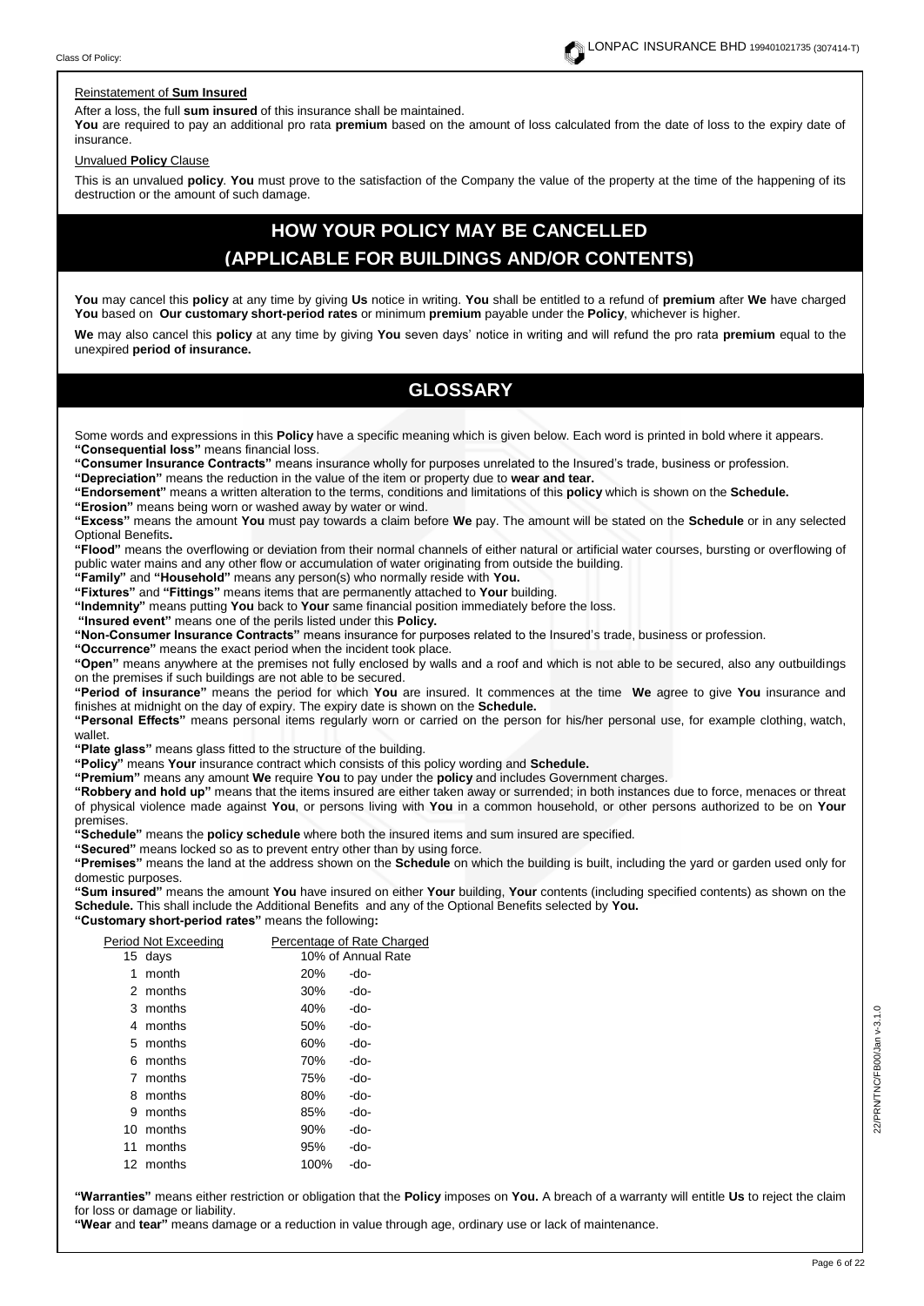Reinstatement of **Sum Insured**

After a loss, the full **sum insured** of this insurance shall be maintained.

**You** are required to pay an additional pro rata **premium** based on the amount of loss calculated from the date of loss to the expiry date of insurance.

Unvalued **Policy** Clause

This is an unvalued **policy**. **You** must prove to the satisfaction of the Company the value of the property at the time of the happening of its destruction or the amount of such damage.

## HOW YOUR POLICY MAY BE CANCELLED (APPLICABLE FOR BUILDINGS AND/OR CONTENTS)

**You** may cancel this **policy** at any time by giving **Us** notice in writing. **You** shall be entitled to a refund of **premium** after **We** have charged **You** based on **Our customary short-period rates** or minimum **premium** payable under the **Policy**, whichever is higher.

**We** may also cancel this **policy** at any time by giving **You** seven days' notice in writing and will refund the pro rata **premium** equal to the unexpired **period of insurance.**

## GLOSSARY

Some words and expressions in this **Policy** have a specific meaning which is given below. Each word is printed in bold where it appears.

**"Consequential loss"** means financial loss.

**"Consumer Insurance Contracts"** means insurance wholly for purposes unrelated to the Insured's trade, business or profession.

**"Depreciation"** means the reduction in the value of the item or property due to **wear and tear.**

**"Endorsement"** means a written alteration to the terms, conditions and limitations of this **policy** which is shown on the **Schedule.**

**"Erosion"** means being worn or washed away by water or wind.

**"Excess"** means the amount **You** must pay towards a claim before **We** pay. The amount will be stated on the **Schedule** or in any selected Optional Benefits**.**

**"Flood"** means the overflowing or deviation from their normal channels of either natural or artificial water courses, bursting or overflowing of public water mains and any other flow or accumulation of water originating from outside the building.

**"Family"** and **"Household"** means any person(s) who normally reside with **You.**

**"Fixtures"** and **"Fittings"** means items that are permanently attached to **Your** building.

**"Indemnity"** means putting **You** back to **Your** same financial position immediately before the loss.

**"Insured event"** means one of the perils listed under this **Policy.**

**"Non-Consumer Insurance Contracts"** means insurance for purposes related to the Insured's trade, business or profession.

**"Occurrence"** means the exact period when the incident took place.

**"Open"** means anywhere at the premises not fully enclosed by walls and a roof and which is not able to be secured, also any outbuildings on the premises if such buildings are not able to be secured.

**"Period of insurance"** means the period for which **You** are insured. It commences at the time **We** agree to give **You** insurance and finishes at midnight on the day of expiry. The expiry date is shown on the **Schedule.**

**"Personal Effects"** means personal items regularly worn or carried on the person for his/her personal use, for example clothing, watch, wallet.

**"Plate glass"** means glass fitted to the structure of the building.

**"Policy"** means **Your** insurance contract which consists of this policy wording and **Schedule.**

**"Premium"** means any amount **We** require **You** to pay under the **policy** and includes Government charges.

**"Robbery and hold up"** means that the items insured are either taken away or surrendered; in both instances due to force, menaces or threat of physical violence made against **You**, or persons living with **You** in a common household, or other persons authorized to be on **Your** premises.

**"Schedule"** means the **policy schedule** where both the insured items and sum insured are specified.

**"Secured"** means locked so as to prevent entry other than by using force.

**"Premises"** means the land at the address shown on the **Schedule** on which the building is built, including the yard or garden used only for domestic purposes.

**"Sum insured"** means the amount **You** have insured on either **Your** building, **Your** contents (including specified contents) as shown on the **Schedule.** This shall include the Additional Benefits and any of the Optional Benefits selected by **You.**

**"Customary short-period rates"** means the following**:**

| Period Not Exceeding | Percentage of Rate Charged |
|---|---|
| 15 days | 10% of Annual Rate |
| 1 month | 20% -do- |
| 2 months | 30% -do- |
| 3 months | 40% -do- |
| 4 months | 50% -do- |
| 5 months | 60% -do- |
| 6 months | 70% -do- |
| 7 months | 75% -do- |
| 8 months | 80% -do- |
| 9 months | 85% -do- |
| 10 months | 90% -do- |
| 11 months | 95% -do- |
| 12 months | 100% -do- |

**"Warranties"** means either restriction or obligation that the **Policy** imposes on **You.** A breach of a warranty will entitle **Us** to reject the claim for loss or damage or liability.

**"Wear** and **tear"** means damage or a reduction in value through age, ordinary use or lack of maintenance.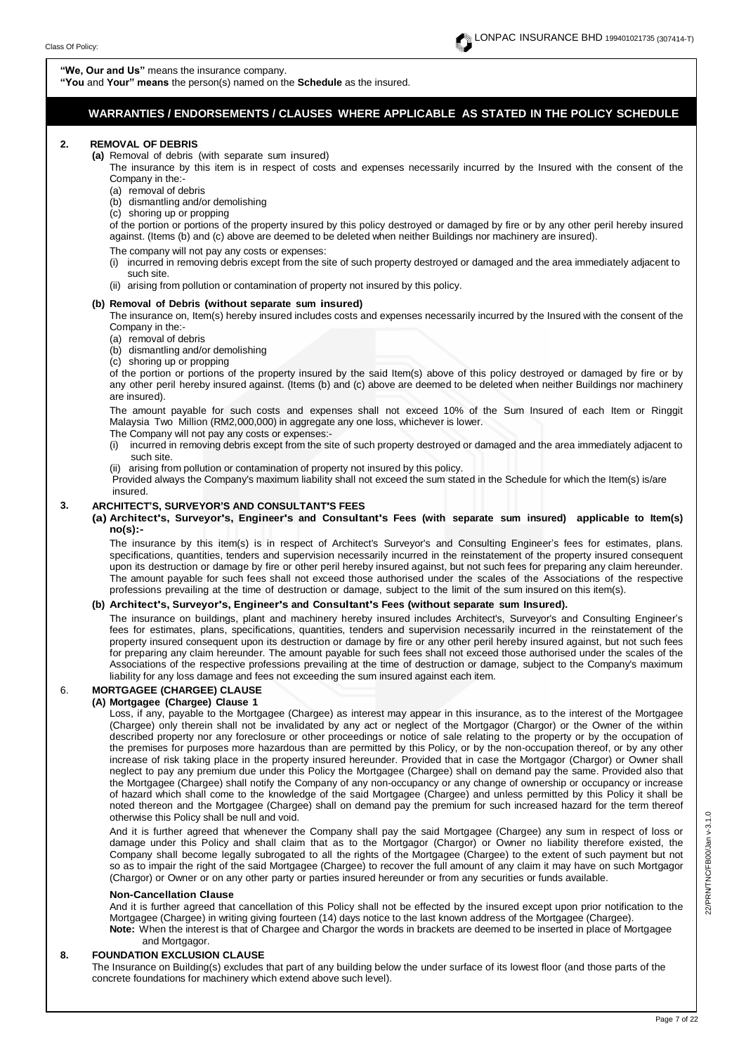**"We, Our and Us"** means the insurance company.
**"You** and **Your" means** the person(s) named on the **Schedule** as the insured.

## WARRANTIES / ENDORSEMENTS / CLAUSES WHERE APPLICABLE AS STATED IN THE POLICY SCHEDULE

### 2. REMOVAL OF DEBRIS

**(a)** Removal of debris (with separate sum insured)

The insurance by this item is in respect of costs and expenses necessarily incurred by the Insured with the consent of the Company in the:-

(a) removal of debris
(b) dismantling and/or demolishing
(c) shoring up or propping

of the portion or portions of the property insured by this policy destroyed or damaged by fire or by any other peril hereby insured against. (Items (b) and (c) above are deemed to be deleted when neither Buildings nor machinery are insured).

The company will not pay any costs or expenses:

(i) incurred in removing debris except from the site of such property destroyed or damaged and the area immediately adjacent to such site.
(ii) arising from pollution or contamination of property not insured by this policy.

**(b) Removal of Debris (without separate sum insured)**

The insurance on, Item(s) hereby insured includes costs and expenses necessarily incurred by the Insured with the consent of the Company in the:-

(a) removal of debris
(b) dismantling and/or demolishing
(c) shoring up or propping

of the portion or portions of the property insured by the said Item(s) above of this policy destroyed or damaged by fire or by any other peril hereby insured against. (Items (b) and (c) above are deemed to be deleted when neither Buildings nor machinery are insured).

The amount payable for such costs and expenses shall not exceed 10% of the Sum Insured of each Item or Ringgit Malaysia Two Million (RM2,000,000) in aggregate any one loss, whichever is lower.

The Company will not pay any costs or expenses:-

(i) incurred in removing debris except from the site of such property destroyed or damaged and the area immediately adjacent to such site.
(ii) arising from pollution or contamination of property not insured by this policy.

Provided always the Company's maximum liability shall not exceed the sum stated in the Schedule for which the Item(s) is/are insured.

### 3. ARCHITECT'S, SURVEYOR'S AND CONSULTANT'S FEES

**(a) Architect's, Surveyor's, Engineer's and Consultant's Fees (with separate sum insured) applicable to Item(s) no(s):-**

The insurance by this item(s) is in respect of Architect's Surveyor's and Consulting Engineer's fees for estimates, plans. specifications, quantities, tenders and supervision necessarily incurred in the reinstatement of the property insured consequent upon its destruction or damage by fire or other peril hereby insured against, but not such fees for preparing any claim hereunder. The amount payable for such fees shall not exceed those authorised under the scales of the Associations of the respective professions prevailing at the time of destruction or damage, subject to the limit of the sum insured on this item(s).

**(b) Architect's, Surveyor's, Engineer's and Consultant's Fees (without separate sum Insured).**

The insurance on buildings, plant and machinery hereby insured includes Architect's, Surveyor's and Consulting Engineer's fees for estimates, plans, specifications, quantities, tenders and supervision necessarily incurred in the reinstatement of the property insured consequent upon its destruction or damage by fire or any other peril hereby insured against, but not such fees for preparing any claim hereunder. The amount payable for such fees shall not exceed those authorised under the scales of the Associations of the respective professions prevailing at the time of destruction or damage, subject to the Company's maximum liability for any loss damage and fees not exceeding the sum insured against each item.

### 6. MORTGAGEE (CHARGEE) CLAUSE

**(A) Mortgagee (Chargee) Clause 1**

Loss, if any, payable to the Mortgagee (Chargee) as interest may appear in this insurance, as to the interest of the Mortgagee (Chargee) only therein shall not be invalidated by any act or neglect of the Mortgagor (Chargor) or the Owner of the within described property nor any foreclosure or other proceedings or notice of sale relating to the property or by the occupation of the premises for purposes more hazardous than are permitted by this Policy, or by the non-occupation thereof, or by any other increase of risk taking place in the property insured hereunder. Provided that in case the Mortgagor (Chargor) or Owner shall neglect to pay any premium due under this Policy the Mortgagee (Chargee) shall on demand pay the same. Provided also that the Mortgagee (Chargee) shall notify the Company of any non-occupancy or any change of ownership or occupancy or increase of hazard which shall come to the knowledge of the said Mortgagee (Chargee) and unless permitted by this Policy it shall be noted thereon and the Mortgagee (Chargee) shall on demand pay the premium for such increased hazard for the term thereof otherwise this Policy shall be null and void.

And it is further agreed that whenever the Company shall pay the said Mortgagee (Chargee) any sum in respect of loss or damage under this Policy and shall claim that as to the Mortgagor (Chargor) or Owner no liability therefore existed, the Company shall become legally subrogated to all the rights of the Mortgagee (Chargee) to the extent of such payment but not so as to impair the right of the said Mortgagee (Chargee) to recover the full amount of any claim it may have on such Mortgagor (Chargor) or Owner or on any other party or parties insured hereunder or from any securities or funds available.

**Non-Cancellation Clause**

And it is further agreed that cancellation of this Policy shall not be effected by the insured except upon prior notification to the Mortgagee (Chargee) in writing giving fourteen (14) days notice to the last known address of the Mortgagee (Chargee).

**Note:** When the interest is that of Chargee and Chargor the words in brackets are deemed to be inserted in place of Mortgagee and Mortgagor.

### 8. FOUNDATION EXCLUSION CLAUSE

The Insurance on Building(s) excludes that part of any building below the under surface of its lowest floor (and those parts of the concrete foundations for machinery which extend above such level).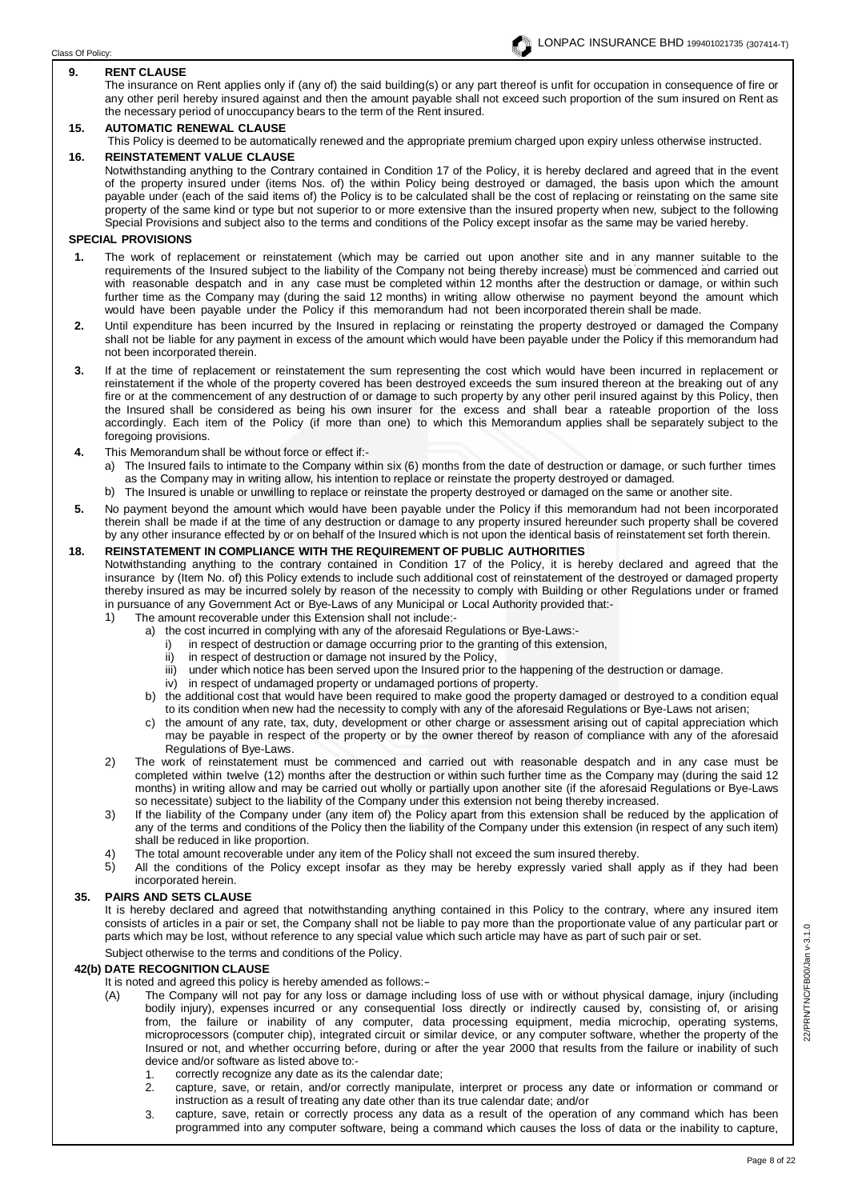Class Of Policy:

## 9. RENT CLAUSE

The insurance on Rent applies only if (any of) the said building(s) or any part thereof is unfit for occupation in consequence of fire or any other peril hereby insured against and then the amount payable shall not exceed such proportion of the sum insured on Rent as the necessary period of unoccupancy bears to the term of the Rent insured.

## 15. AUTOMATIC RENEWAL CLAUSE

This Policy is deemed to be automatically renewed and the appropriate premium charged upon expiry unless otherwise instructed.

## 16. REINSTATEMENT VALUE CLAUSE

Notwithstanding anything to the Contrary contained in Condition 17 of the Policy, it is hereby declared and agreed that in the event of the property insured under (items Nos. of) the within Policy being destroyed or damaged, the basis upon which the amount payable under (each of the said items of) the Policy is to be calculated shall be the cost of replacing or reinstating on the same site property of the same kind or type but not superior to or more extensive than the insured property when new, subject to the following Special Provisions and subject also to the terms and conditions of the Policy except insofar as the same may be varied hereby.

### SPECIAL PROVISIONS

1. The work of replacement or reinstatement (which may be carried out upon another site and in any manner suitable to the requirements of the Insured subject to the liability of the Company not being thereby increase) must be commenced and carried out with reasonable despatch and in any case must be completed within 12 months after the destruction or damage, or within such further time as the Company may (during the said 12 months) in writing allow otherwise no payment beyond the amount which would have been payable under the Policy if this memorandum had not been incorporated therein shall be made.
2. Until expenditure has been incurred by the Insured in replacing or reinstating the property destroyed or damaged the Company shall not be liable for any payment in excess of the amount which would have been payable under the Policy if this memorandum had not been incorporated therein.
3. If at the time of replacement or reinstatement the sum representing the cost which would have been incurred in replacement or reinstatement if the whole of the property covered has been destroyed exceeds the sum insured thereon at the breaking out of any fire or at the commencement of any destruction of or damage to such property by any other peril insured against by this Policy, then the Insured shall be considered as being his own insurer for the excess and shall bear a rateable proportion of the loss accordingly. Each item of the Policy (if more than one) to which this Memorandum applies shall be separately subject to the foregoing provisions.
4. This Memorandum shall be without force or effect if:-
   a) The Insured fails to intimate to the Company within six (6) months from the date of destruction or damage, or such further times as the Company may in writing allow, his intention to replace or reinstate the property destroyed or damaged.
   b) The Insured is unable or unwilling to replace or reinstate the property destroyed or damaged on the same or another site.
5. No payment beyond the amount which would have been payable under the Policy if this memorandum had not been incorporated therein shall be made if at the time of any destruction or damage to any property insured hereunder such property shall be covered by any other insurance effected by or on behalf of the Insured which is not upon the identical basis of reinstatement set forth therein.

## 18. REINSTATEMENT IN COMPLIANCE WITH THE REQUIREMENT OF PUBLIC AUTHORITIES

Notwithstanding anything to the contrary contained in Condition 17 of the Policy, it is hereby declared and agreed that the insurance by (Item No. of) this Policy extends to include such additional cost of reinstatement of the destroyed or damaged property thereby insured as may be incurred solely by reason of the necessity to comply with Building or other Regulations under or framed in pursuance of any Government Act or Bye-Laws of any Municipal or Local Authority provided that:-

1) The amount recoverable under this Extension shall not include:-
   a) the cost incurred in complying with any of the aforesaid Regulations or Bye-Laws:-
      i) in respect of destruction or damage occurring prior to the granting of this extension,
      ii) in respect of destruction or damage not insured by the Policy,
      iii) under which notice has been served upon the Insured prior to the happening of the destruction or damage.
      iv) in respect of undamaged property or undamaged portions of property.
   b) the additional cost that would have been required to make good the property damaged or destroyed to a condition equal to its condition when new had the necessity to comply with any of the aforesaid Regulations or Bye-Laws not arisen;
   c) the amount of any rate, tax, duty, development or other charge or assessment arising out of capital appreciation which may be payable in respect of the property or by the owner thereof by reason of compliance with any of the aforesaid Regulations of Bye-Laws.
2) The work of reinstatement must be commenced and carried out with reasonable despatch and in any case must be completed within twelve (12) months after the destruction or within such further time as the Company may (during the said 12 months) in writing allow and may be carried out wholly or partially upon another site (if the aforesaid Regulations or Bye-Laws so necessitate) subject to the liability of the Company under this extension not being thereby increased.
3) If the liability of the Company under (any item of) the Policy apart from this extension shall be reduced by the application of any of the terms and conditions of the Policy then the liability of the Company under this extension (in respect of any such item) shall be reduced in like proportion.
4) The total amount recoverable under any item of the Policy shall not exceed the sum insured thereby.
5) All the conditions of the Policy except insofar as they may be hereby expressly varied shall apply as if they had been incorporated herein.

## 35. PAIRS AND SETS CLAUSE

It is hereby declared and agreed that notwithstanding anything contained in this Policy to the contrary, where any insured item consists of articles in a pair or set, the Company shall not be liable to pay more than the proportionate value of any particular part or parts which may be lost, without reference to any special value which such article may have as part of such pair or set.

Subject otherwise to the terms and conditions of the Policy.

## 42(b) DATE RECOGNITION CLAUSE

It is noted and agreed this policy is hereby amended as follows:-

(A) The Company will not pay for any loss or damage including loss of use with or without physical damage, injury (including bodily injury), expenses incurred or any consequential loss directly or indirectly caused by, consisting of, or arising from, the failure or inability of any computer, data processing equipment, media microchip, operating systems, microprocessors (computer chip), integrated circuit or similar device, or any computer software, whether the property of the Insured or not, and whether occurring before, during or after the year 2000 that results from the failure or inability of such device and/or software as listed above to:-
   1. correctly recognize any date as its the calendar date;
   2. capture, save, or retain, and/or correctly manipulate, interpret or process any date or information or command or instruction as a result of treating any date other than its true calendar date; and/or
   3. capture, save, retain or correctly process any data as a result of the operation of any command which has been programmed into any computer software, being a command which causes the loss of data or the inability to capture,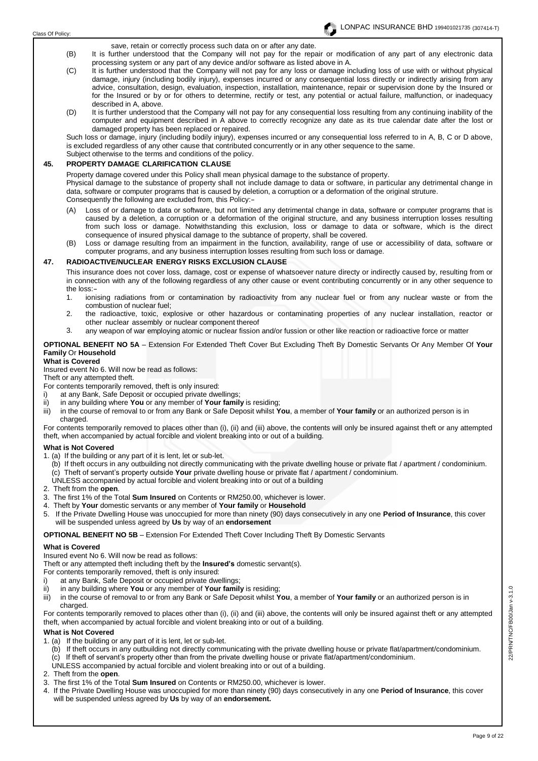save, retain or correctly process such data on or after any date.

(B) It is further understood that the Company will not pay for the repair or modification of any part of any electronic data processing system or any part of any device and/or software as listed above in A.

(C) It is further understood that the Company will not pay for any loss or damage including loss of use with or without physical damage, injury (including bodily injury), expenses incurred or any consequential loss directly or indirectly arising from any advice, consultation, design, evaluation, inspection, installation, maintenance, repair or supervision done by the Insured or for the Insured or by or for others to determine, rectify or test, any potential or actual failure, malfunction, or inadequacy described in A, above.

(D) It is further understood that the Company will not pay for any consequential loss resulting from any continuing inability of the computer and equipment described in A above to correctly recognize any date as its true calendar date after the lost or damaged property has been replaced or repaired.

Such loss or damage, injury (including bodily injury), expenses incurred or any consequential loss referred to in A, B, C or D above, is excluded regardless of any other cause that contributed concurrently or in any other sequence to the same.

Subject otherwise to the terms and conditions of the policy.

## 45. PROPERTY DAMAGE CLARIFICATION CLAUSE

Property damage covered under this Policy shall mean physical damage to the substance of property.

Physical damage to the substance of property shall not include damage to data or software, in particular any detrimental change in data, software or computer programs that is caused by deletion, a corruption or a deformation of the original struture.

Consequently the following are excluded from, this Policy:-

(A) Loss of or damage to data or software, but not limited any detrimental change in data, software or computer programs that is caused by a deletion, a corruption or a deformation of the original structure, and any business interruption losses resulting from such loss or damage. Notwithstanding this exclusion, loss or damage to data or software, which is the direct consequence of insured physical damage to the subtance of property, shall be covered.

(B) Loss or damage resulting from an impairment in the function, availability, range of use or accessibility of data, software or computer programs, and any business interruption losses resulting from such loss or damage.

## 47. RADIOACTIVE/NUCLEAR ENERGY RISKS EXCLUSION CLAUSE

This insurance does not cover loss, damage, cost or expense of whatsoever nature directy or indirectly caused by, resulting from or in connection with any of the following regardless of any other cause or event contributing concurrently or in any other sequence to the loss:-

1. ionising radiations from or contamination by radioactivity from any nuclear fuel or from any nuclear waste or from the combustion of nuclear fuel;
2. the radioactive, toxic, explosive or other hazardous or contaminating properties of any nuclear installation, reactor or other nuclear assembly or nuclear component thereof
3. any weapon of war employing atomic or nuclear fission and/or fussion or other like reaction or radioactive force or matter

**OPTIONAL BENEFIT NO 5A** – Extension For Extended Theft Cover But Excluding Theft By Domestic Servants Or Any Member Of **Your Family** Or **Household**

**What is Covered**

Insured event No 6. Will now be read as follows:

Theft or any attempted theft.

For contents temporarily removed, theft is only insured:

i) at any Bank, Safe Deposit or occupied private dwellings;
ii) in any building where **You** or any member of **Your family** is residing;
iii) in the course of removal to or from any Bank or Safe Deposit whilst **You**, a member of **Your family** or an authorized person is in charged.

For contents temporarily removed to places other than (i), (ii) and (iii) above, the contents will only be insured against theft or any attempted theft, when accompanied by actual forcible and violent breaking into or out of a building.

**What is Not Covered**

1. (a) If the building or any part of it is lent, let or sub-let.
   (b) If theft occurs in any outbuilding not directly communicating with the private dwelling house or private flat / apartment / condominium.
   (c) Theft of servant's property outside **Your** private dwelling house or private flat / apartment / condominium.
   UNLESS accompanied by actual forcible and violent breaking into or out of a building
2. Theft from the **open**.
3. The first 1% of the Total **Sum Insured** on Contents or RM250.00, whichever is lower.
4. Theft by **Your** domestic servants or any member of **Your family** or **Household**
5. If the Private Dwelling House was unoccupied for more than ninety (90) days consecutively in any one **Period of Insurance**, this cover will be suspended unless agreed by **Us** by way of an **endorsement**

**OPTIONAL BENEFIT NO 5B** – Extension For Extended Theft Cover Including Theft By Domestic Servants

**What is Covered**

Insured event No 6. Will now be read as follows:

Theft or any attempted theft including theft by the **Insured's** domestic servant(s).

For contents temporarily removed, theft is only insured:

i) at any Bank, Safe Deposit or occupied private dwellings;
ii) in any building where **You** or any member of **Your family** is residing;
iii) in the course of removal to or from any Bank or Safe Deposit whilst **You**, a member of **Your family** or an authorized person is in charged.

For contents temporarily removed to places other than (i), (ii) and (iii) above, the contents will only be insured against theft or any attempted theft, when accompanied by actual forcible and violent breaking into or out of a building.

**What is Not Covered**

1. (a) If the building or any part of it is lent, let or sub-let.
   (b) If theft occurs in any outbuilding not directly communicating with the private dwelling house or private flat/apartment/condominium.
   (c) If theft of servant's property other than from the private dwelling house or private flat/apartment/condominium.
   UNLESS accompanied by actual forcible and violent breaking into or out of a building.
2. Theft from the **open**.
3. The first 1% of the Total **Sum Insured** on Contents or RM250.00, whichever is lower.
4. If the Private Dwelling House was unoccupied for more than ninety (90) days consecutively in any one **Period of Insurance**, this cover will be suspended unless agreed by **Us** by way of an **endorsement.**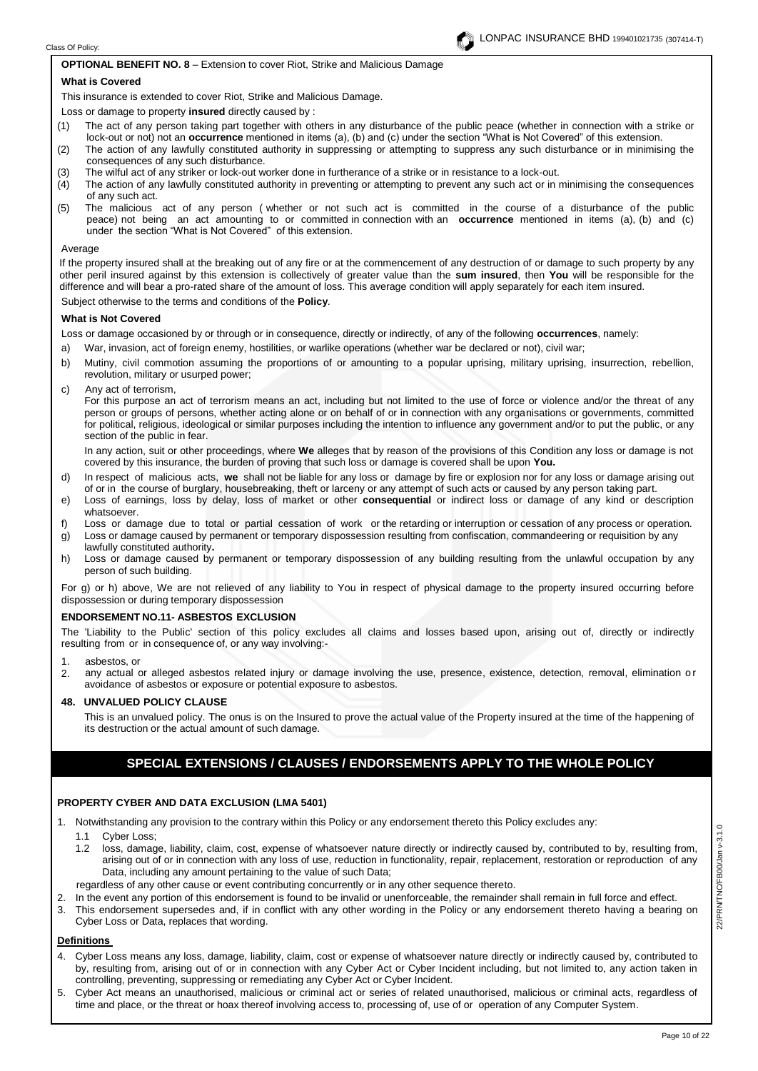**OPTIONAL BENEFIT NO. 8** – Extension to cover Riot, Strike and Malicious Damage

**What is Covered**

This insurance is extended to cover Riot, Strike and Malicious Damage.

Loss or damage to property **insured** directly caused by :

(1) The act of any person taking part together with others in any disturbance of the public peace (whether in connection with a strike or lock-out or not) not an **occurrence** mentioned in items (a), (b) and (c) under the section "What is Not Covered" of this extension.
(2) The action of any lawfully constituted authority in suppressing or attempting to suppress any such disturbance or in minimising the consequences of any such disturbance.
(3) The wilful act of any striker or lock-out worker done in furtherance of a strike or in resistance to a lock-out.
(4) The action of any lawfully constituted authority in preventing or attempting to prevent any such act or in minimising the consequences of any such act.
(5) The malicious act of any person ( whether or not such act is committed in the course of a disturbance of the public peace) not being an act amounting to or committed in connection with an **occurrence** mentioned in items (a), (b) and (c) under the section "What is Not Covered" of this extension.

Average

If the property insured shall at the breaking out of any fire or at the commencement of any destruction of or damage to such property by any other peril insured against by this extension is collectively of greater value than the **sum insured**, then **You** will be responsible for the difference and will bear a pro-rated share of the amount of loss. This average condition will apply separately for each item insured.

Subject otherwise to the terms and conditions of the **Policy**.

**What is Not Covered**

Loss or damage occasioned by or through or in consequence, directly or indirectly, of any of the following **occurrences**, namely:

a) War, invasion, act of foreign enemy, hostilities, or warlike operations (whether war be declared or not), civil war;
b) Mutiny, civil commotion assuming the proportions of or amounting to a popular uprising, military uprising, insurrection, rebellion, revolution, military or usurped power;
c) Any act of terrorism,

   For this purpose an act of terrorism means an act, including but not limited to the use of force or violence and/or the threat of any person or groups of persons, whether acting alone or on behalf of or in connection with any organisations or governments, committed for political, religious, ideological or similar purposes including the intention to influence any government and/or to put the public, or any section of the public in fear.

   In any action, suit or other proceedings, where **We** alleges that by reason of the provisions of this Condition any loss or damage is not covered by this insurance, the burden of proving that such loss or damage is covered shall be upon **You.**
d) In respect of malicious acts, **we** shall not be liable for any loss or damage by fire or explosion nor for any loss or damage arising out of or in the course of burglary, housebreaking, theft or larceny or any attempt of such acts or caused by any person taking part.
e) Loss of earnings, loss by delay, loss of market or other **consequential** or indirect loss or damage of any kind or description whatsoever.
f) Loss or damage due to total or partial cessation of work or the retarding or interruption or cessation of any process or operation.
g) Loss or damage caused by permanent or temporary dispossession resulting from confiscation, commandeering or requisition by any lawfully constituted authority**.**
h) Loss or damage caused by permanent or temporary dispossession of any building resulting from the unlawful occupation by any person of such building.

For g) or h) above, We are not relieved of any liability to You in respect of physical damage to the property insured occurring before dispossession or during temporary dispossession

**ENDORSEMENT NO.11- ASBESTOS EXCLUSION**

The 'Liability to the Public' section of this policy excludes all claims and losses based upon, arising out of, directly or indirectly resulting from or in consequence of, or any way involving:-

1. asbestos, or
2. any actual or alleged asbestos related injury or damage involving the use, presence, existence, detection, removal, elimination or avoidance of asbestos or exposure or potential exposure to asbestos.

**48. UNVALUED POLICY CLAUSE**

This is an unvalued policy. The onus is on the Insured to prove the actual value of the Property insured at the time of the happening of its destruction or the actual amount of such damage.

## SPECIAL EXTENSIONS / CLAUSES / ENDORSEMENTS APPLY TO THE WHOLE POLICY

**PROPERTY CYBER AND DATA EXCLUSION (LMA 5401)**

1. Notwithstanding any provision to the contrary within this Policy or any endorsement thereto this Policy excludes any:
   1.1 Cyber Loss;
   1.2 loss, damage, liability, claim, cost, expense of whatsoever nature directly or indirectly caused by, contributed to by, resulting from, arising out of or in connection with any loss of use, reduction in functionality, repair, replacement, restoration or reproduction of any Data, including any amount pertaining to the value of such Data;

   regardless of any other cause or event contributing concurrently or in any other sequence thereto.
2. In the event any portion of this endorsement is found to be invalid or unenforceable, the remainder shall remain in full force and effect.
3. This endorsement supersedes and, if in conflict with any other wording in the Policy or any endorsement thereto having a bearing on Cyber Loss or Data, replaces that wording.

**Definitions**

4. Cyber Loss means any loss, damage, liability, claim, cost or expense of whatsoever nature directly or indirectly caused by, contributed to by, resulting from, arising out of or in connection with any Cyber Act or Cyber Incident including, but not limited to, any action taken in controlling, preventing, suppressing or remediating any Cyber Act or Cyber Incident.
5. Cyber Act means an unauthorised, malicious or criminal act or series of related unauthorised, malicious or criminal acts, regardless of time and place, or the threat or hoax thereof involving access to, processing of, use of or operation of any Computer System.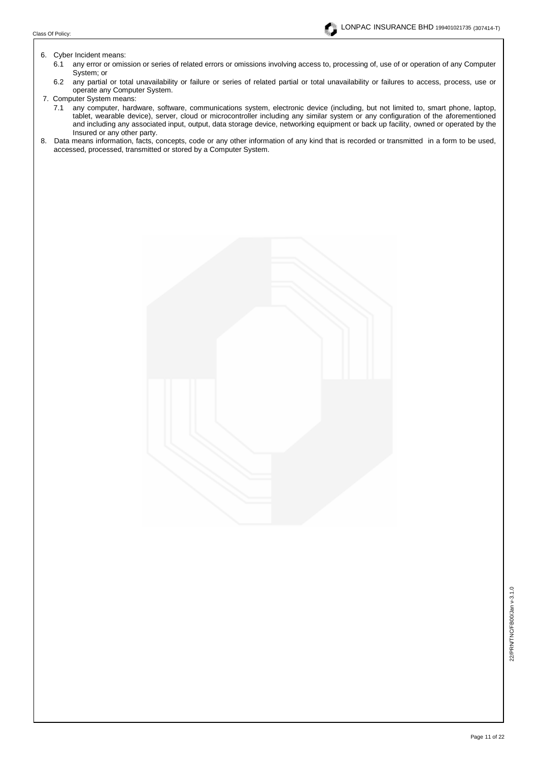6. Cyber Incident means:
   6.1 any error or omission or series of related errors or omissions involving access to, processing of, use of or operation of any Computer System; or
   6.2 any partial or total unavailability or failure or series of related partial or total unavailability or failures to access, process, use or operate any Computer System.
7. Computer System means:
   7.1 any computer, hardware, software, communications system, electronic device (including, but not limited to, smart phone, laptop, tablet, wearable device), server, cloud or microcontroller including any similar system or any configuration of the aforementioned and including any associated input, output, data storage device, networking equipment or back up facility, owned or operated by the Insured or any other party.
8. Data means information, facts, concepts, code or any other information of any kind that is recorded or transmitted in a form to be used, accessed, processed, transmitted or stored by a Computer System.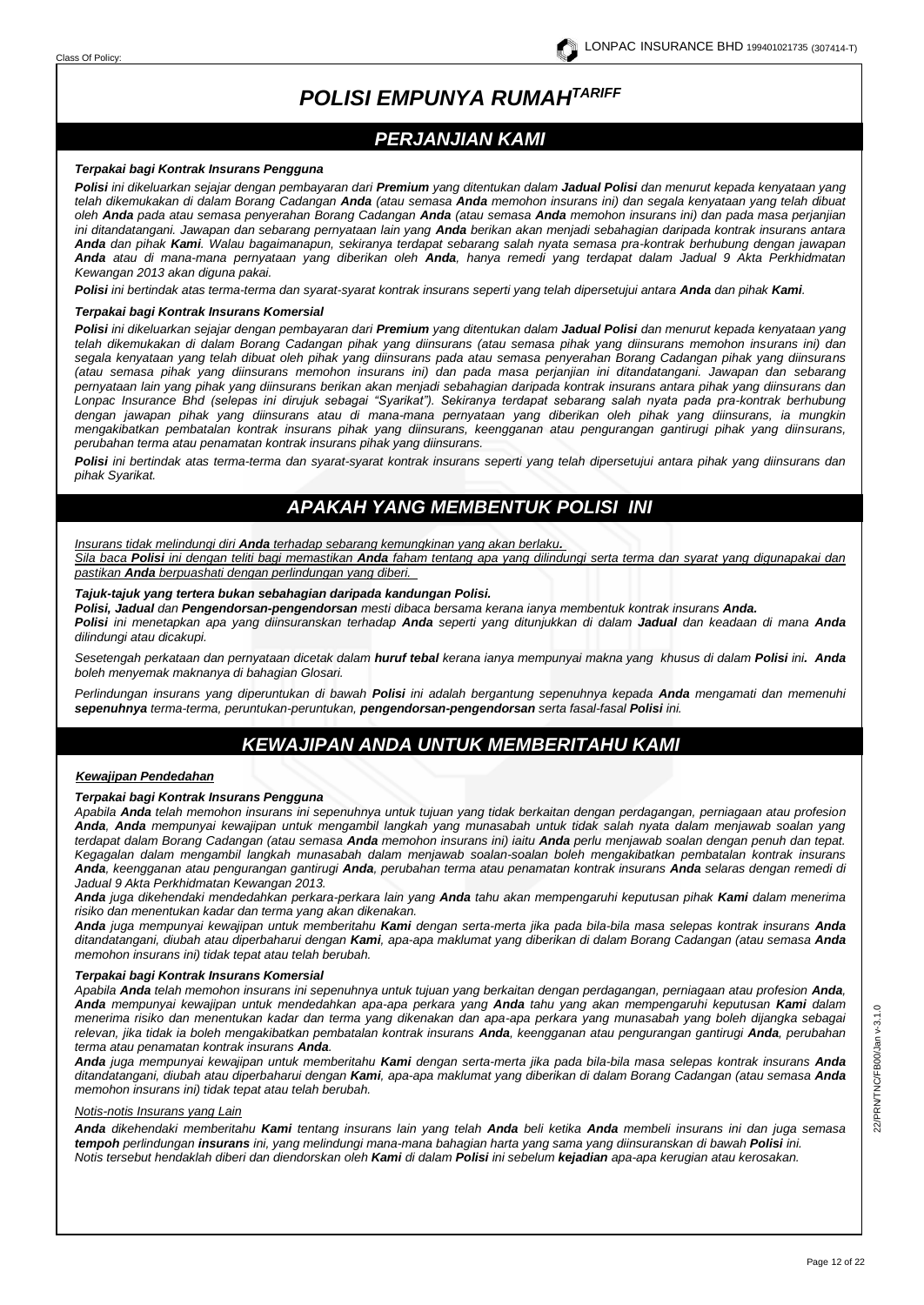# *POLISI EMPUNYA RUMAH*[TARIFF]

## *PERJANJIAN KAMI*

***Terpakai bagi Kontrak Insurans Pengguna***

***Polisi*** *ini dikeluarkan sejajar dengan pembayaran dari* ***Premium*** *yang ditentukan dalam* ***Jadual Polisi*** *dan menurut kepada kenyataan yang telah dikemukakan di dalam Borang Cadangan* ***Anda*** *(atau semasa* ***Anda*** *memohon insurans ini) dan segala kenyataan yang telah dibuat oleh* ***Anda*** *pada atau semasa penyerahan Borang Cadangan* ***Anda*** *(atau semasa* ***Anda*** *memohon insurans ini) dan pada masa perjanjian ini ditandatangani. Jawapan dan sebarang pernyataan lain yang* ***Anda*** *berikan akan menjadi sebahagian daripada kontrak insurans antara* ***Anda*** *dan pihak* ***Kami****. Walau bagaimanapun, sekiranya terdapat sebarang salah nyata semasa pra-kontrak berhubung dengan jawapan* ***Anda*** *atau di mana-mana pernyataan yang diberikan oleh* ***Anda****, hanya remedi yang terdapat dalam Jadual 9 Akta Perkhidmatan Kewangan 2013 akan diguna pakai.*

***Polisi*** *ini bertindak atas terma-terma dan syarat-syarat kontrak insurans seperti yang telah dipersetujui antara* ***Anda*** *dan pihak* ***Kami****.*

***Terpakai bagi Kontrak Insurans Komersial***

***Polisi*** *ini dikeluarkan sejajar dengan pembayaran dari* ***Premium*** *yang ditentukan dalam* ***Jadual Polisi*** *dan menurut kepada kenyataan yang telah dikemukakan di dalam Borang Cadangan pihak yang diinsurans (atau semasa pihak yang diinsurans memohon insurans ini) dan segala kenyataan yang telah dibuat oleh pihak yang diinsurans pada atau semasa penyerahan Borang Cadangan pihak yang diinsurans (atau semasa pihak yang diinsurans memohon insurans ini) dan pada masa perjanjian ini ditandatangani. Jawapan dan sebarang pernyataan lain yang pihak yang diinsurans berikan akan menjadi sebahagian daripada kontrak insurans antara pihak yang diinsurans dan Lonpac Insurance Bhd (selepas ini dirujuk sebagai "Syarikat"). Sekiranya terdapat sebarang salah nyata pada pra-kontrak berhubung dengan jawapan pihak yang diinsurans atau di mana-mana pernyataan yang diberikan oleh pihak yang diinsurans, ia mungkin mengakibatkan pembatalan kontrak insurans pihak yang diinsurans, keengganan atau pengurangan gantirugi pihak yang diinsurans, perubahan terma atau penamatan kontrak insurans pihak yang diinsurans.*

***Polisi*** *ini bertindak atas terma-terma dan syarat-syarat kontrak insurans seperti yang telah dipersetujui antara pihak yang diinsurans dan pihak Syarikat.*

## *APAKAH YANG MEMBENTUK POLISI INI*

*Insurans tidak melindungi diri* ***Anda*** *terhadap sebarang kemungkinan yang akan berlaku****.***
*Sila baca* ***Polisi*** *ini dengan teliti bagi memastikan* ***Anda*** *faham tentang apa yang dilindungi serta terma dan syarat yang digunapakai dan pastikan* ***Anda*** *berpuashati dengan perlindungan yang diberi.*

***Tajuk-tajuk yang tertera bukan sebahagian daripada kandungan Polisi.***

***Polisi, Jadual*** *dan* ***Pengendorsan-pengendorsan*** *mesti dibaca bersama kerana ianya membentuk kontrak insurans* ***Anda.***

***Polisi*** *ini menetapkan apa yang diinsuranskan terhadap* ***Anda*** *seperti yang ditunjukkan di dalam* ***Jadual*** *dan keadaan di mana* ***Anda*** *dilindungi atau dicakupi.*

*Sesetengah perkataan dan pernyataan dicetak dalam* ***huruf tebal*** *kerana ianya mempunyai makna yang khusus di dalam* ***Polisi*** *ini****.*** ***Anda*** *boleh menyemak maknanya di bahagian Glosari.*

*Perlindungan insurans yang diperuntukan di bawah* ***Polisi*** *ini adalah bergantung sepenuhnya kepada* ***Anda*** *mengamati dan memenuhi* ***sepenuhnya*** *terma-terma, peruntukan-peruntukan,* ***pengendorsan-pengendorsan*** *serta fasal-fasal* ***Polisi*** *ini.*

## *KEWAJIPAN ANDA UNTUK MEMBERITAHU KAMI*

***Kewajipan Pendedahan***

***Terpakai bagi Kontrak Insurans Pengguna***

*Apabila* ***Anda*** *telah memohon insurans ini sepenuhnya untuk tujuan yang tidak berkaitan dengan perdagangan, perniagaan atau profesion* ***Anda****,* ***Anda*** *mempunyai kewajipan untuk mengambil langkah yang munasabah untuk tidak salah nyata dalam menjawab soalan yang terdapat dalam Borang Cadangan (atau semasa* ***Anda*** *memohon insurans ini) iaitu* ***Anda*** *perlu menjawab soalan dengan penuh dan tepat. Kegagalan dalam mengambil langkah munasabah dalam menjawab soalan-soalan boleh mengakibatkan pembatalan kontrak insurans* ***Anda****, keengganan atau pengurangan gantirugi* ***Anda****, perubahan terma atau penamatan kontrak insurans* ***Anda*** *selaras dengan remedi di Jadual 9 Akta Perkhidmatan Kewangan 2013.*

***Anda*** *juga dikehendaki mendedahkan perkara-perkara lain yang* ***Anda*** *tahu akan mempengaruhi keputusan pihak* ***Kami*** *dalam menerima risiko dan menentukan kadar dan terma yang akan dikenakan.*

***Anda*** *juga mempunyai kewajipan untuk memberitahu* ***Kami*** *dengan serta-merta jika pada bila-bila masa selepas kontrak insurans* ***Anda*** *ditandatangani, diubah atau diperbaharui dengan* ***Kami****, apa-apa maklumat yang diberikan di dalam Borang Cadangan (atau semasa* ***Anda*** *memohon insurans ini) tidak tepat atau telah berubah.*

***Terpakai bagi Kontrak Insurans Komersial***

*Apabila* ***Anda*** *telah memohon insurans ini sepenuhnya untuk tujuan yang berkaitan dengan perdagangan, perniagaan atau profesion* ***Anda****,* ***Anda*** *mempunyai kewajipan untuk mendedahkan apa-apa perkara yang* ***Anda*** *tahu yang akan mempengaruhi keputusan* ***Kami*** *dalam menerima risiko dan menentukan kadar dan terma yang dikenakan dan apa-apa perkara yang munasabah yang boleh dijangka sebagai relevan, jika tidak ia boleh mengakibatkan pembatalan kontrak insurans* ***Anda****, keengganan atau pengurangan gantirugi* ***Anda****, perubahan terma atau penamatan kontrak insurans* ***Anda****.*

***Anda*** *juga mempunyai kewajipan untuk memberitahu* ***Kami*** *dengan serta-merta jika pada bila-bila masa selepas kontrak insurans* ***Anda*** *ditandatangani, diubah atau diperbaharui dengan* ***Kami****, apa-apa maklumat yang diberikan di dalam Borang Cadangan (atau semasa* ***Anda*** *memohon insurans ini) tidak tepat atau telah berubah.*

*Notis-notis Insurans yang Lain*

***Anda*** *dikehendaki memberitahu* ***Kami*** *tentang insurans lain yang telah* ***Anda*** *beli ketika* ***Anda*** *membeli insurans ini dan juga semasa* ***tempoh*** *perlindungan* ***insurans*** *ini, yang melindungi mana-mana bahagian harta yang sama yang diinsuranskan di bawah* ***Polisi*** *ini.*
*Notis tersebut hendaklah diberi dan diendorskan oleh* ***Kami*** *di dalam* ***Polisi*** *ini sebelum* ***kejadian*** *apa-apa kerugian atau kerosakan.*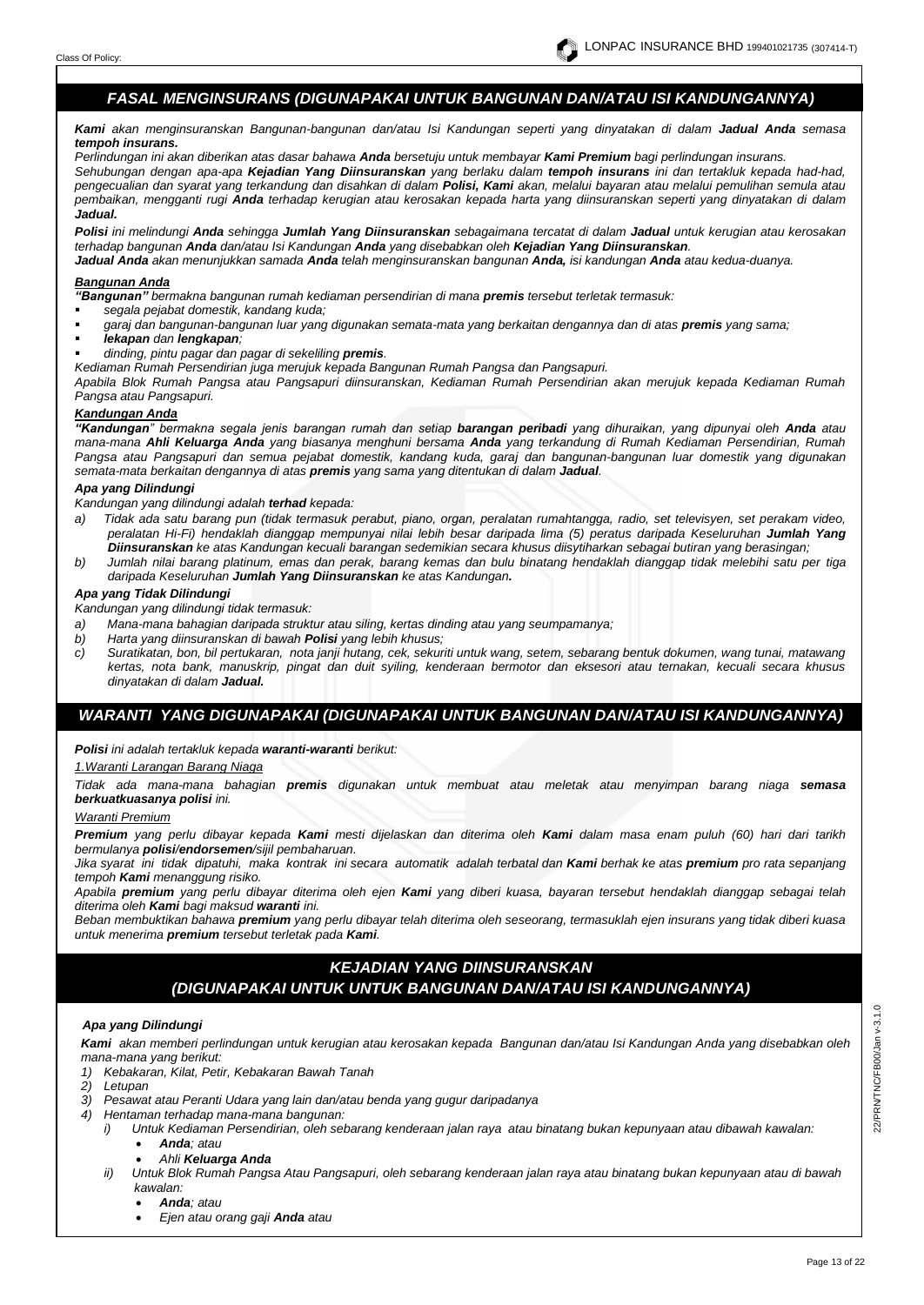## *FASAL MENGINSURANS (DIGUNAPAKAI UNTUK BANGUNAN DAN/ATAU ISI KANDUNGANNYA)*

***Kami*** *akan menginsuranskan Bangunan-bangunan dan/atau Isi Kandungan seperti yang dinyatakan di dalam* ***Jadual Anda*** *semasa* ***tempoh insurans.***

*Perlindungan ini akan diberikan atas dasar bahawa* ***Anda*** *bersetuju untuk membayar* ***Kami Premium*** *bagi perlindungan insurans.*

*Sehubungan dengan apa-apa* ***Kejadian Yang Diinsuranskan*** *yang berlaku dalam* ***tempoh insurans*** *ini dan tertakluk kepada had-had, pengecualian dan syarat yang terkandung dan disahkan di dalam* ***Polisi, Kami*** *akan, melalui bayaran atau melalui pemulihan semula atau pembaikan, mengganti rugi* ***Anda*** *terhadap kerugian atau kerosakan kepada harta yang diinsuranskan seperti yang dinyatakan di dalam* ***Jadual.***

***Polisi*** *ini melindungi* ***Anda*** *sehingga* ***Jumlah Yang Diinsuranskan*** *sebagaimana tercatat di dalam* ***Jadual*** *untuk kerugian atau kerosakan terhadap bangunan* ***Anda*** *dan/atau Isi Kandungan* ***Anda*** *yang disebabkan oleh* ***Kejadian Yang Diinsuranskan****.*

***Jadual Anda*** *akan menunjukkan samada* ***Anda*** *telah menginsuranskan bangunan* ***Anda,*** *isi kandungan* ***Anda*** *atau kedua-duanya.*

### ***Bangunan Anda***

***"Bangunan"*** *bermakna bangunan rumah kediaman persendirian di mana* ***premis*** *tersebut terletak termasuk:*

- *segala pejabat domestik, kandang kuda;*
- *garaj dan bangunan-bangunan luar yang digunakan semata-mata yang berkaitan dengannya dan di atas* ***premis*** *yang sama;*
- ***lekapan*** *dan* ***lengkapan****;*
- *dinding, pintu pagar dan pagar di sekeliling* ***premis****.*

*Kediaman Rumah Persendirian juga merujuk kepada Bangunan Rumah Pangsa dan Pangsapuri.*

*Apabila Blok Rumah Pangsa atau Pangsapuri diinsuranskan, Kediaman Rumah Persendirian akan merujuk kepada Kediaman Rumah Pangsa atau Pangsapuri.*

### ***Kandungan Anda***

***"Kandungan"*** *bermakna segala jenis barangan rumah dan setiap* ***barangan peribadi*** *yang dihuraikan, yang dipunyai oleh* ***Anda*** *atau mana-mana* ***Ahli Keluarga Anda*** *yang biasanya menghuni bersama* ***Anda*** *yang terkandung di Rumah Kediaman Persendirian, Rumah Pangsa atau Pangsapuri dan semua pejabat domestik, kandang kuda, garaj dan bangunan-bangunan luar domestik yang digunakan semata-mata berkaitan dengannya di atas* ***premis*** *yang sama yang ditentukan di dalam* ***Jadual****.*

### ***Apa yang Dilindungi***

*Kandungan yang dilindungi adalah* ***terhad*** *kepada:*

a) *Tidak ada satu barang pun (tidak termasuk perabut, piano, organ, peralatan rumahtangga, radio, set televisyen, set perakam video, peralatan Hi-Fi) hendaklah dianggap mempunyai nilai lebih besar daripada lima (5) peratus daripada Keseluruhan* ***Jumlah Yang Diinsuranskan*** *ke atas Kandungan kecuali barangan sedemikian secara khusus diisytiharkan sebagai butiran yang berasingan;*
b) *Jumlah nilai barang platinum, emas dan perak, barang kemas dan bulu binatang hendaklah dianggap tidak melebihi satu per tiga daripada Keseluruhan* ***Jumlah Yang Diinsuranskan*** *ke atas Kandungan****.***

### ***Apa yang Tidak Dilindungi***

*Kandungan yang dilindungi tidak termasuk:*

a) *Mana-mana bahagian daripada struktur atau siling, kertas dinding atau yang seumpamanya;*
b) *Harta yang diinsuranskan di bawah* ***Polisi*** *yang lebih khusus;*
c) *Suratikatan, bon, bil pertukaran, nota janji hutang, cek, sekuriti untuk wang, setem, sebarang bentuk dokumen, wang tunai, matawang kertas, nota bank, manuskrip, pingat dan duit syiling, kenderaan bermotor dan eksesori atau ternakan, kecuali secara khusus dinyatakan di dalam* ***Jadual.***

## *WARANTI YANG DIGUNAPAKAI (DIGUNAPAKAI UNTUK BANGUNAN DAN/ATAU ISI KANDUNGANNYA)*

***Polisi*** *ini adalah tertakluk kepada* ***waranti-waranti*** *berikut:*

*1.Waranti Larangan Barang Niaga*

*Tidak ada mana-mana bahagian* ***premis*** *digunakan untuk membuat atau meletak atau menyimpan barang niaga* ***semasa berkuatkuasanya polisi*** *ini.*

*Waranti Premium*

***Premium*** *yang perlu dibayar kepada* ***Kami*** *mesti dijelaskan dan diterima oleh* ***Kami*** *dalam masa enam puluh (60) hari dari tarikh bermulanya* ***polisi/endorsemen****/sijil pembaharuan.*

*Jika syarat ini tidak dipatuhi, maka kontrak ini secara automatik adalah terbatal dan* ***Kami*** *berhak ke atas* ***premium*** *pro rata sepanjang tempoh* ***Kami*** *menanggung risiko.*

*Apabila* ***premium*** *yang perlu dibayar diterima oleh ejen* ***Kami*** *yang diberi kuasa, bayaran tersebut hendaklah dianggap sebagai telah diterima oleh* ***Kami*** *bagi maksud* ***waranti*** *ini.*

*Beban membuktikan bahawa* ***premium*** *yang perlu dibayar telah diterima oleh seseorang, termasuklah ejen insurans yang tidak diberi kuasa untuk menerima* ***premium*** *tersebut terletak pada* ***Kami****.*

## *KEJADIAN YANG DIINSURANSKAN (DIGUNAPAKAI UNTUK UNTUK BANGUNAN DAN/ATAU ISI KANDUNGANNYA)*

### ***Apa yang Dilindungi***

***Kami*** *akan memberi perlindungan untuk kerugian atau kerosakan kepada Bangunan dan/atau Isi Kandungan Anda yang disebabkan oleh mana-mana yang berikut:*

1) *Kebakaran, Kilat, Petir, Kebakaran Bawah Tanah*
2) *Letupan*
3) *Pesawat atau Peranti Udara yang lain dan/atau benda yang gugur daripadanya*
4) *Hentaman terhadap mana-mana bangunan:*
   i) *Untuk Kediaman Persendirian, oleh sebarang kenderaan jalan raya atau binatang bukan kepunyaan atau dibawah kawalan:*
      - ***Anda****; atau*
      - *Ahli* ***Keluarga Anda***
   ii) *Untuk Blok Rumah Pangsa Atau Pangsapuri, oleh sebarang kenderaan jalan raya atau binatang bukan kepunyaan atau di bawah kawalan:*
      - ***Anda****; atau*
      - *Ejen atau orang gaji* ***Anda*** *atau*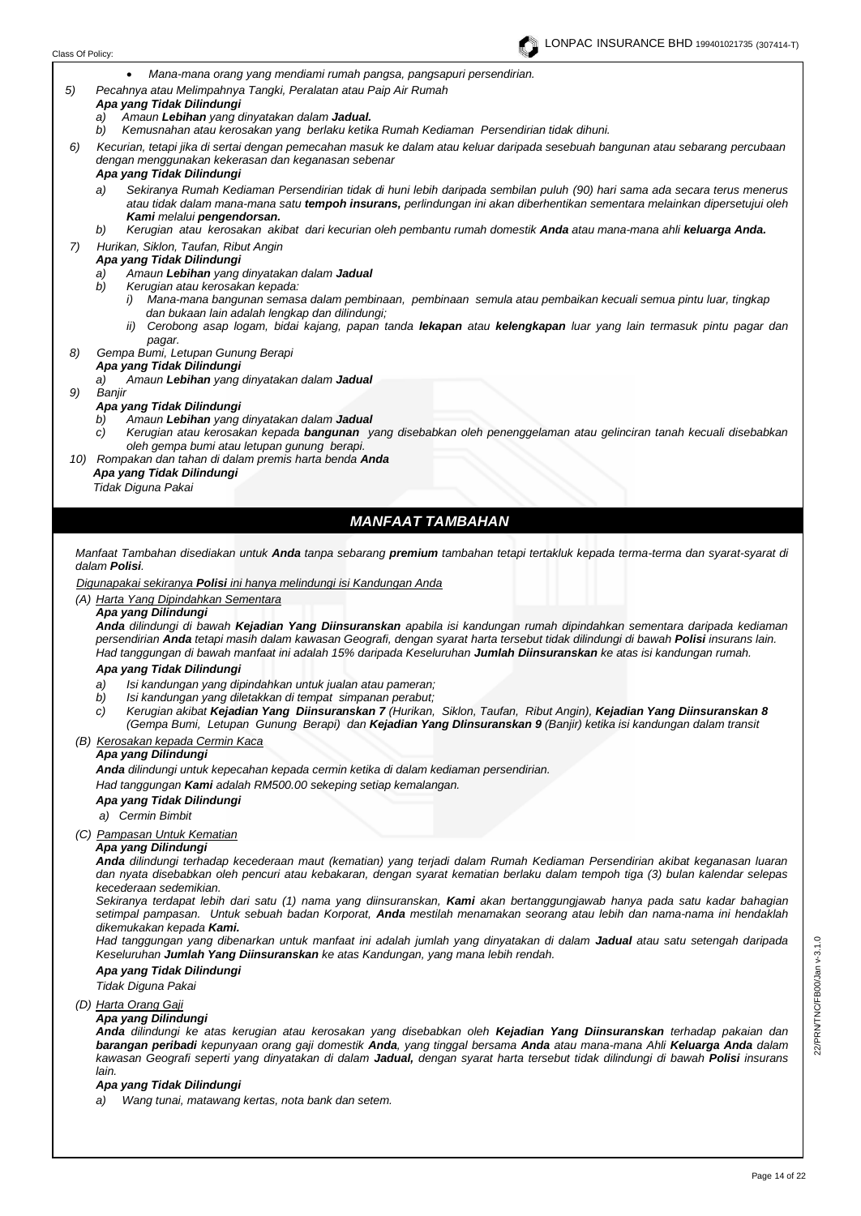- *Mana-mana orang yang mendiami rumah pangsa, pangsapuri persendirian.*

5) *Pecahnya atau Melimpahnya Tangki, Peralatan atau Paip Air Rumah*
   ***Apa yang Tidak Dilindungi***
   a) *Amaun **Lebihan** yang dinyatakan dalam **Jadual.***
   b) *Kemusnahan atau kerosakan yang berlaku ketika Rumah Kediaman Persendirian tidak dihuni.*

6) *Kecurian, tetapi jika di sertai dengan pemecahan masuk ke dalam atau keluar daripada sesebuah bangunan atau sebarang percubaan dengan menggunakan kekerasan dan keganasan sebenar*
   ***Apa yang Tidak Dilindungi***
   a) *Sekiranya Rumah Kediaman Persendirian tidak di huni lebih daripada sembilan puluh (90) hari sama ada secara terus menerus atau tidak dalam mana-mana satu **tempoh insurans,** perlindungan ini akan diberhentikan sementara melainkan dipersetujui oleh **Kami** melalui **pengendorsan.***
   b) *Kerugian atau kerosakan akibat dari kecurian oleh pembantu rumah domestik **Anda** atau mana-mana ahli **keluarga Anda.***

7) *Hurikan, Siklon, Taufan, Ribut Angin*
   ***Apa yang Tidak Dilindungi***
   a) *Amaun **Lebihan** yang dinyatakan dalam **Jadual***
   b) *Kerugian atau kerosakan kepada:*
      i) *Mana-mana bangunan semasa dalam pembinaan, pembinaan semula atau pembaikan kecuali semua pintu luar, tingkap dan bukaan lain adalah lengkap dan dilindungi;*
      ii) *Cerobong asap logam, bidai kajang, papan tanda **lekapan** atau **kelengkapan** luar yang lain termasuk pintu pagar dan pagar.*

8) *Gempa Bumi, Letupan Gunung Berapi*
   ***Apa yang Tidak Dilindungi***
   a) *Amaun **Lebihan** yang dinyatakan dalam **Jadual***

9) *Banjir*
   ***Apa yang Tidak Dilindungi***
   b) *Amaun **Lebihan** yang dinyatakan dalam **Jadual***
   c) *Kerugian atau kerosakan kepada **bangunan** yang disebabkan oleh penenggelaman atau gelinciran tanah kecuali disebabkan oleh gempa bumi atau letupan gunung berapi.*

10) *Rompakan dan tahan di dalam premis harta benda **Anda***
   ***Apa yang Tidak Dilindungi***
   *Tidak Diguna Pakai*

## *MANFAAT TAMBAHAN*

*Manfaat Tambahan disediakan untuk **Anda** tanpa sebarang **premium** tambahan tetapi tertakluk kepada terma-terma dan syarat-syarat di dalam **Polisi**.*

*Digunapakai sekiranya **Polisi** ini hanya melindungi isi Kandungan Anda*

*(A) Harta Yang Dipindahkan Sementara*

***Apa yang Dilindungi***

***Anda** dilindungi di bawah **Kejadian Yang Diinsuranskan** apabila isi kandungan rumah dipindahkan sementara daripada kediaman persendirian **Anda** tetapi masih dalam kawasan Geografi, dengan syarat harta tersebut tidak dilindungi di bawah **Polisi** insurans lain. Had tanggungan di bawah manfaat ini adalah 15% daripada Keseluruhan **Jumlah Diinsuranskan** ke atas isi kandungan rumah.*

***Apa yang Tidak Dilindungi***

a) *Isi kandungan yang dipindahkan untuk jualan atau pameran;*
b) *Isi kandungan yang diletakkan di tempat simpanan perabut;*
c) *Kerugian akibat **Kejadian Yang Diinsuranskan 7** (Hurikan, Siklon, Taufan, Ribut Angin), **Kejadian Yang Diinsuranskan 8** (Gempa Bumi, Letupan Gunung Berapi) dan **Kejadian Yang DIinsuranskan 9** (Banjir) ketika isi kandungan dalam transit*

*(B) Kerosakan kepada Cermin Kaca*

***Apa yang Dilindungi***

***Anda** dilindungi untuk kepecahan kepada cermin ketika di dalam kediaman persendirian.*

*Had tanggungan **Kami** adalah RM500.00 sekeping setiap kemalangan.*

***Apa yang Tidak Dilindungi***

a) *Cermin Bimbit*

*(C) Pampasan Untuk Kematian*

***Apa yang Dilindungi***

***Anda** dilindungi terhadap kecederaan maut (kematian) yang terjadi dalam Rumah Kediaman Persendirian akibat keganasan luaran dan nyata disebabkan oleh pencuri atau kebakaran, dengan syarat kematian berlaku dalam tempoh tiga (3) bulan kalendar selepas kecederaan sedemikian.*

*Sekiranya terdapat lebih dari satu (1) nama yang diinsuranskan, **Kami** akan bertanggungjawab hanya pada satu kadar bahagian setimpal pampasan. Untuk sebuah badan Korporat, **Anda** mestilah menamakan seorang atau lebih dan nama-nama ini hendaklah dikemukakan kepada **Kami.***

*Had tanggungan yang dibenarkan untuk manfaat ini adalah jumlah yang dinyatakan di dalam **Jadual** atau satu setengah daripada Keseluruhan **Jumlah Yang Diinsuranskan** ke atas Kandungan, yang mana lebih rendah.*

***Apa yang Tidak Dilindungi***

*Tidak Diguna Pakai*

*(D) Harta Orang Gaji*

***Apa yang Dilindungi***

***Anda** dilindungi ke atas kerugian atau kerosakan yang disebabkan oleh **Kejadian Yang Diinsuranskan** terhadap pakaian dan **barangan peribadi** kepunyaan orang gaji domestik **Anda**, yang tinggal bersama **Anda** atau mana-mana Ahli **Keluarga Anda** dalam kawasan Geografi seperti yang dinyatakan di dalam **Jadual,** dengan syarat harta tersebut tidak dilindungi di bawah **Polisi** insurans lain.*

***Apa yang Tidak Dilindungi***

a) *Wang tunai, matawang kertas, nota bank dan setem.*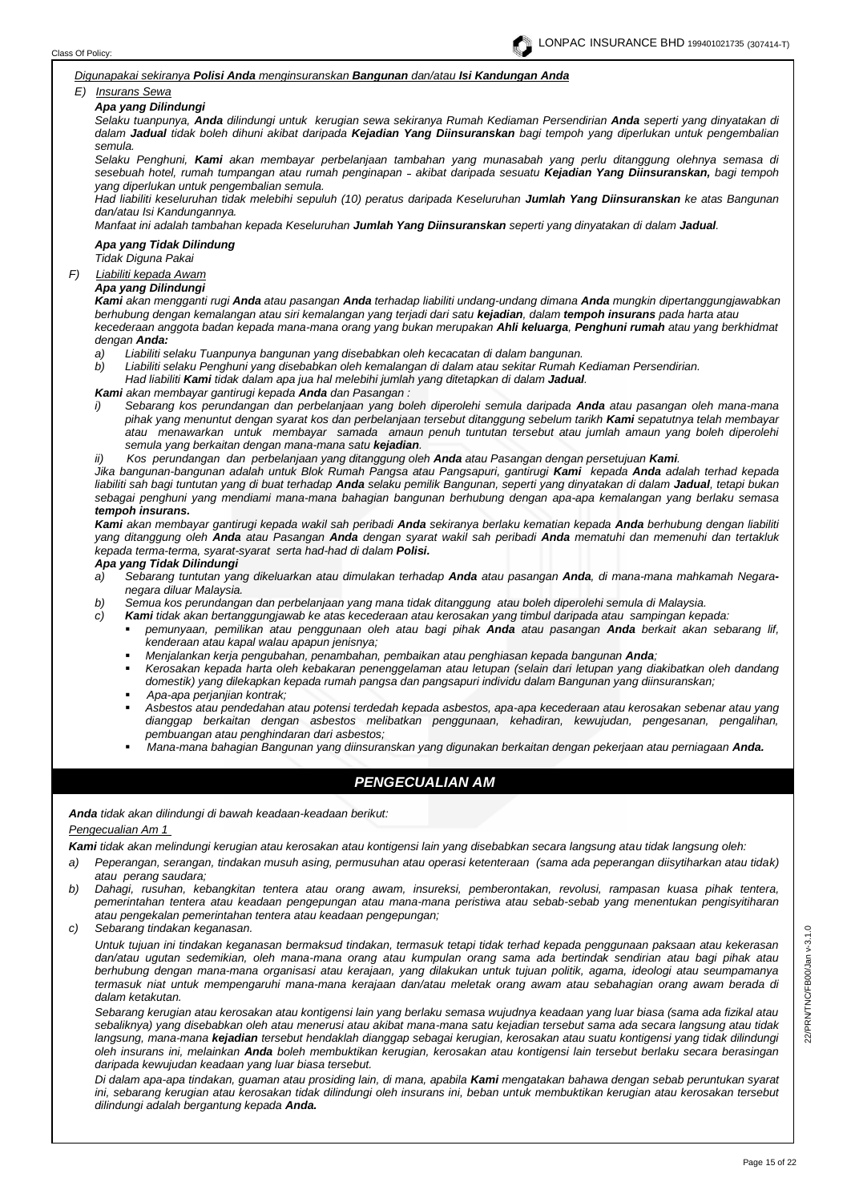*Digunapakai sekiranya **Polisi Anda** menginsuranskan **Bangunan** dan/atau **Isi Kandungan Anda***

*E) Insurans Sewa*

***Apa yang Dilindungi***

*Selaku tuanpunya, **Anda** dilindungi untuk kerugian sewa sekiranya Rumah Kediaman Persendirian **Anda** seperti yang dinyatakan di dalam **Jadual** tidak boleh dihuni akibat daripada **Kejadian Yang Diinsuranskan** bagi tempoh yang diperlukan untuk pengembalian semula.*

*Selaku Penghuni, **Kami** akan membayar perbelanjaan tambahan yang munasabah yang perlu ditanggung olehnya semasa di sesebuah hotel, rumah tumpangan atau rumah penginapan – akibat daripada sesuatu **Kejadian Yang Diinsuranskan,** bagi tempoh yang diperlukan untuk pengembalian semula.*

*Had liabiliti keseluruhan tidak melebihi sepuluh (10) peratus daripada Keseluruhan **Jumlah Yang Diinsuranskan** ke atas Bangunan dan/atau Isi Kandungannya.*

*Manfaat ini adalah tambahan kepada Keseluruhan **Jumlah Yang Diinsuranskan** seperti yang dinyatakan di dalam **Jadual**.*

***Apa yang Tidak Dilindung***

*Tidak Diguna Pakai*

*F) Liabiliti kepada Awam*

***Apa yang Dilindungi***

***Kami** akan mengganti rugi **Anda** atau pasangan **Anda** terhadap liabiliti undang-undang dimana **Anda** mungkin dipertanggungjawabkan berhubung dengan kemalangan atau siri kemalangan yang terjadi dari satu **kejadian**, dalam **tempoh insurans** pada harta atau kecederaan anggota badan kepada mana-mana orang yang bukan merupakan **Ahli keluarga**, **Penghuni rumah** atau yang berkhidmat dengan **Anda:***

- *a) Liabiliti selaku Tuanpunya bangunan yang disebabkan oleh kecacatan di dalam bangunan.*
- *b) Liabiliti selaku Penghuni yang disebabkan oleh kemalangan di dalam atau sekitar Rumah Kediaman Persendirian.*
  *Had liabiliti **Kami** tidak dalam apa jua hal melebihi jumlah yang ditetapkan di dalam **Jadual**.*

***Kami** akan membayar gantirugi kepada **Anda** dan Pasangan :*

- *i) Sebarang kos perundangan dan perbelanjaan yang boleh diperolehi semula daripada **Anda** atau pasangan oleh mana-mana pihak yang menuntut dengan syarat kos dan perbelanjaan tersebut ditanggung sebelum tarikh **Kami** sepatutnya telah membayar atau menawarkan untuk membayar samada amaun penuh tuntutan tersebut atau jumlah amaun yang boleh diperolehi semula yang berkaitan dengan mana-mana satu **kejadian**.*
- *ii) Kos perundangan dan perbelanjaan yang ditanggung oleh **Anda** atau Pasangan dengan persetujuan **Kami**.*

*Jika bangunan-bangunan adalah untuk Blok Rumah Pangsa atau Pangsapuri, gantirugi **Kami** kepada **Anda** adalah terhad kepada liabiliti sah bagi tuntutan yang di buat terhadap **Anda** selaku pemilik Bangunan, seperti yang dinyatakan di dalam **Jadual**, tetapi bukan sebagai penghuni yang mendiami mana-mana bahagian bangunan berhubung dengan apa-apa kemalangan yang berlaku semasa **tempoh insurans.***

***Kami** akan membayar gantirugi kepada wakil sah peribadi **Anda** sekiranya berlaku kematian kepada **Anda** berhubung dengan liabiliti yang ditanggung oleh **Anda** atau Pasangan **Anda** dengan syarat wakil sah peribadi **Anda** mematuhi dan memenuhi dan tertakluk kepada terma-terma, syarat-syarat serta had-had di dalam **Polisi.***

***Apa yang Tidak Dilindungi***

- *a) Sebarang tuntutan yang dikeluarkan atau dimulakan terhadap **Anda** atau pasangan **Anda**, di mana-mana mahkamah Negara-negara diluar Malaysia.*
- *b) Semua kos perundangan dan perbelanjaan yang mana tidak ditanggung atau boleh diperolehi semula di Malaysia.*
- *c) **Kami** tidak akan bertanggungjawab ke atas kecederaan atau kerosakan yang timbul daripada atau sampingan kepada:*
  - *pemunyaan, pemilikan atau penggunaan oleh atau bagi pihak **Anda** atau pasangan **Anda** berkait akan sebarang lif, kenderaan atau kapal walau apapun jenisnya;*
  - *Menjalankan kerja pengubahan, penambahan, pembaikan atau penghiasan kepada bangunan **Anda**;*
  - *Kerosakan kepada harta oleh kebakaran penenggelaman atau letupan (selain dari letupan yang diakibatkan oleh dandang domestik) yang dilekapkan kepada rumah pangsa dan pangsapuri individu dalam Bangunan yang diinsuranskan;*
  - *Apa-apa perjanjian kontrak;*
  - *Asbestos atau pendedahan atau potensi terdedah kepada asbestos, apa-apa kecederaan atau kerosakan sebenar atau yang dianggap berkaitan dengan asbestos melibatkan penggunaan, kehadiran, kewujudan, pengesanan, pengalihan, pembuangan atau penghindaran dari asbestos;*
  - *Mana-mana bahagian Bangunan yang diinsuranskan yang digunakan berkaitan dengan pekerjaan atau perniagaan **Anda.***

## PENGECUALIAN AM

***Anda** tidak akan dilindungi di bawah keadaan-keadaan berikut:*

*Pengecualian Am 1*

***Kami** tidak akan melindungi kerugian atau kerosakan atau kontigensi lain yang disebabkan secara langsung atau tidak langsung oleh:*

- *a) Peperangan, serangan, tindakan musuh asing, permusuhan atau operasi ketenteraan (sama ada peperangan diisytiharkan atau tidak) atau perang saudara;*
- *b) Dahagi, rusuhan, kebangkitan tentera atau orang awam, insureksi, pemberontakan, revolusi, rampasan kuasa pihak tentera, pemerintahan tentera atau keadaan pengepungan atau mana-mana peristiwa atau sebab-sebab yang menentukan pengisyitiharan atau pengekalan pemerintahan tentera atau keadaan pengepungan;*
- *c) Sebarang tindakan keganasan.*

  *Untuk tujuan ini tindakan keganasan bermaksud tindakan, termasuk tetapi tidak terhad kepada penggunaan paksaan atau kekerasan dan/atau ugutan sedemikian, oleh mana-mana orang atau kumpulan orang sama ada bertindak sendirian atau bagi pihak atau berhubung dengan mana-mana organisasi atau kerajaan, yang dilakukan untuk tujuan politik, agama, ideologi atau seumpamanya termasuk niat untuk mempengaruhi mana-mana kerajaan dan/atau meletak orang awam atau sebahagian orang awam berada di dalam ketakutan.*

  *Sebarang kerugian atau kerosakan atau kontigensi lain yang berlaku semasa wujudnya keadaan yang luar biasa (sama ada fizikal atau sebaliknya) yang disebabkan oleh atau menerusi atau akibat mana-mana satu kejadian tersebut sama ada secara langsung atau tidak langsung, mana-mana **kejadian** tersebut hendaklah dianggap sebagai kerugian, kerosakan atau suatu kontigensi yang tidak dilindungi oleh insurans ini, melainkan **Anda** boleh membuktikan kerugian, kerosakan atau kontigensi lain tersebut berlaku secara berasingan daripada kewujudan keadaan yang luar biasa tersebut.*

  *Di dalam apa-apa tindakan, guaman atau prosiding lain, di mana, apabila **Kami** mengatakan bahawa dengan sebab peruntukan syarat ini, sebarang kerugian atau kerosakan tidak dilindungi oleh insurans ini, beban untuk membuktikan kerugian atau kerosakan tersebut dilindungi adalah bergantung kepada **Anda.***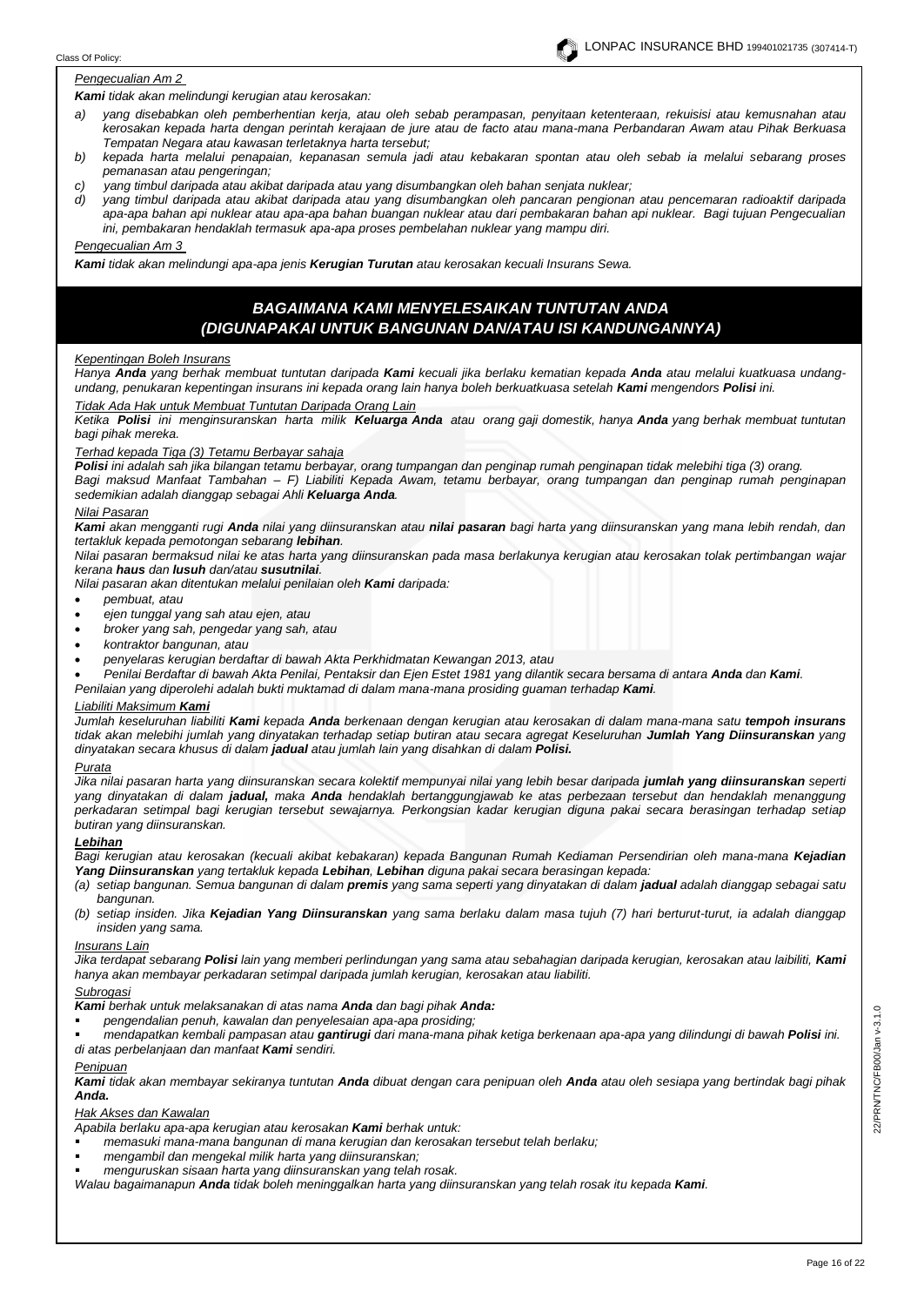*Pengecualian Am 2*

***Kami** tidak akan melindungi kerugian atau kerosakan:*

*a) yang disebabkan oleh pemberhentian kerja, atau oleh sebab perampasan, penyitaan ketenteraan, rekuisisi atau kemusnahan atau kerosakan kepada harta dengan perintah kerajaan de jure atau de facto atau mana-mana Perbandaran Awam atau Pihak Berkuasa Tempatan Negara atau kawasan terletaknya harta tersebut;*

*b) kepada harta melalui penapaian, kepanasan semula jadi atau kebakaran spontan atau oleh sebab ia melalui sebarang proses pemanasan atau pengeringan;*

*c) yang timbul daripada atau akibat daripada atau yang disumbangkan oleh bahan senjata nuklear;*

*d) yang timbul daripada atau akibat daripada atau yang disumbangkan oleh pancaran pengionan atau pencemaran radioaktif daripada apa-apa bahan api nuklear atau apa-apa bahan buangan nuklear atau dari pembakaran bahan api nuklear. Bagi tujuan Pengecualian ini, pembakaran hendaklah termasuk apa-apa proses pembelahan nuklear yang mampu diri.*

*Pengecualian Am 3*

***Kami** tidak akan melindungi apa-apa jenis **Kerugian Turutan** atau kerosakan kecuali Insurans Sewa.*

## *BAGAIMANA KAMI MENYELESAIKAN TUNTUTAN ANDA (DIGUNAPAKAI UNTUK BANGUNAN DAN/ATAU ISI KANDUNGANNYA)*

*Kepentingan Boleh Insurans*

*Hanya **Anda** yang berhak membuat tuntutan daripada **Kami** kecuali jika berlaku kematian kepada **Anda** atau melalui kuatkuasa undang-undang, penukaran kepentingan insurans ini kepada orang lain hanya boleh berkuatkuasa setelah **Kami** mengendors **Polisi** ini.*

*Tidak Ada Hak untuk Membuat Tuntutan Daripada Orang Lain*

*Ketika **Polisi** ini menginsuranskan harta milik **Keluarga Anda** atau orang gaji domestik, hanya **Anda** yang berhak membuat tuntutan bagi pihak mereka.*

*Terhad kepada Tiga (3) Tetamu Berbayar sahaja*

***Polisi** ini adalah sah jika bilangan tetamu berbayar, orang tumpangan dan penginap rumah penginapan tidak melebihi tiga (3) orang.*

*Bagi maksud Manfaat Tambahan – F) Liabiliti Kepada Awam, tetamu berbayar, orang tumpangan dan penginap rumah penginapan sedemikian adalah dianggap sebagai Ahli **Keluarga Anda**.*

*Nilai Pasaran*

***Kami** akan mengganti rugi **Anda** nilai yang diinsuranskan atau **nilai pasaran** bagi harta yang diinsuranskan yang mana lebih rendah, dan tertakluk kepada pemotongan sebarang **lebihan**.*

*Nilai pasaran bermaksud nilai ke atas harta yang diinsuranskan pada masa berlakunya kerugian atau kerosakan tolak pertimbangan wajar kerana **haus** dan **lusuh** dan/atau **susutnilai**.*

*Nilai pasaran akan ditentukan melalui penilaian oleh **Kami** daripada:*

- *pembuat, atau*
- *ejen tunggal yang sah atau ejen, atau*
- *broker yang sah, pengedar yang sah, atau*
- *kontraktor bangunan, atau*
- *penyelaras kerugian berdaftar di bawah Akta Perkhidmatan Kewangan 2013, atau*
- *Penilai Berdaftar di bawah Akta Penilai, Pentaksir dan Ejen Estet 1981 yang dilantik secara bersama di antara **Anda** dan **Kami**.*

*Penilaian yang diperolehi adalah bukti muktamad di dalam mana-mana prosiding guaman terhadap **Kami**.*

*Liabiliti Maksimum **Kami***

*Jumlah keseluruhan liabiliti **Kami** kepada **Anda** berkenaan dengan kerugian atau kerosakan di dalam mana-mana satu **tempoh insurans** tidak akan melebihi jumlah yang dinyatakan terhadap setiap butiran atau secara agregat Keseluruhan **Jumlah Yang Diinsuranskan** yang dinyatakan secara khusus di dalam **jadual** atau jumlah lain yang disahkan di dalam **Polisi.***

*Purata*

*Jika nilai pasaran harta yang diinsuranskan secara kolektif mempunyai nilai yang lebih besar daripada **jumlah yang diinsuranskan** seperti yang dinyatakan di dalam **jadual,** maka **Anda** hendaklah bertanggungjawab ke atas perbezaan tersebut dan hendaklah menanggung perkadaran setimpal bagi kerugian tersebut sewajarnya. Perkongsian kadar kerugian diguna pakai secara berasingan terhadap setiap butiran yang diinsuranskan.*

***Lebihan***

*Bagi kerugian atau kerosakan (kecuali akibat kebakaran) kepada Bangunan Rumah Kediaman Persendirian oleh mana-mana **Kejadian Yang Diinsuranskan** yang tertakluk kepada **Lebihan**, **Lebihan** diguna pakai secara berasingan kepada:*

*(a) setiap bangunan. Semua bangunan di dalam **premis** yang sama seperti yang dinyatakan di dalam **jadual** adalah dianggap sebagai satu bangunan.*

*(b) setiap insiden. Jika **Kejadian Yang Diinsuranskan** yang sama berlaku dalam masa tujuh (7) hari berturut-turut, ia adalah dianggap insiden yang sama.*

*Insurans Lain*

*Jika terdapat sebarang **Polisi** lain yang memberi perlindungan yang sama atau sebahagian daripada kerugian, kerosakan atau laibiliti, **Kami** hanya akan membayar perkadaran setimpal daripada jumlah kerugian, kerosakan atau liabiliti.*

*Subrogasi*

***Kami** berhak untuk melaksanakan di atas nama **Anda** dan bagi pihak **Anda:***

- *pengendalian penuh, kawalan dan penyelesaian apa-apa prosiding;*
- *mendapatkan kembali pampasan atau **gantirugi** dari mana-mana pihak ketiga berkenaan apa-apa yang dilindungi di bawah **Polisi** ini.*

*di atas perbelanjaan dan manfaat **Kami** sendiri.*

*Penipuan*

***Kami** tidak akan membayar sekiranya tuntutan **Anda** dibuat dengan cara penipuan oleh **Anda** atau oleh sesiapa yang bertindak bagi pihak **Anda.***

*Hak Akses dan Kawalan*

*Apabila berlaku apa-apa kerugian atau kerosakan **Kami** berhak untuk:*

- *memasuki mana-mana bangunan di mana kerugian dan kerosakan tersebut telah berlaku;*
- *mengambil dan mengekal milik harta yang diinsuranskan;*
- *menguruskan sisaan harta yang diinsuranskan yang telah rosak.*

*Walau bagaimanapun **Anda** tidak boleh meninggalkan harta yang diinsuranskan yang telah rosak itu kepada **Kami**.*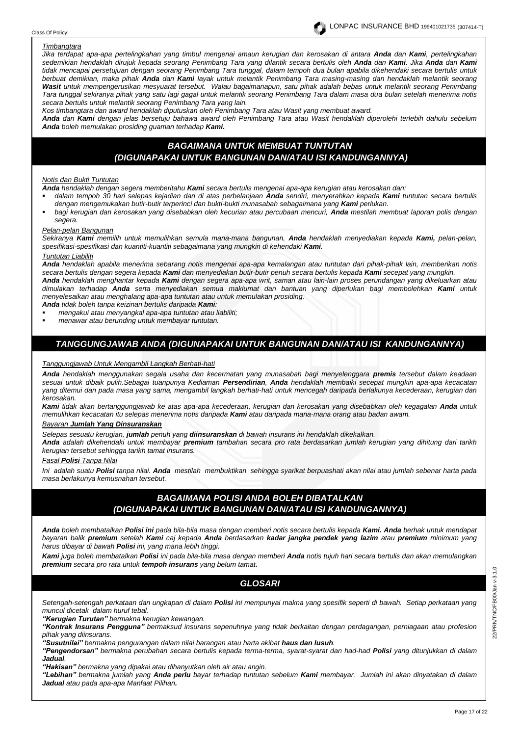*Timbangtara*

*Jika terdapat apa-apa pertelingkahan yang timbul mengenai amaun kerugian dan kerosakan di antara **Anda** dan **Kami**, pertelingkahan sedemikian hendaklah dirujuk kepada seorang Penimbang Tara yang dilantik secara bertulis oleh **Anda** dan **Kami**. Jika **Anda** dan **Kami** tidak mencapai persetujuan dengan seorang Penimbang Tara tunggal, dalam tempoh dua bulan apabila dikehendaki secara bertulis untuk berbuat demikian, maka pihak **Anda** dan **Kami** layak untuk melantik Penimbang Tara masing-masing dan hendaklah melantik seorang **Wasit** untuk mempengerusikan mesyuarat tersebut. Walau bagaimanapun, satu pihak adalah bebas untuk melantik seorang Penimbang Tara tunggal sekiranya pihak yang satu lagi gagal untuk melantik seorang Penimbang Tara dalam masa dua bulan setelah menerima notis secara bertulis untuk melantik seorang Penimbang Tara yang lain.*

*Kos timbangtara dan award hendaklah diputuskan oleh Penimbang Tara atau Wasit yang membuat award.*

***Anda** dan **Kami** dengan jelas bersetuju bahawa award oleh Penimbang Tara atau Wasit hendaklah diperolehi terlebih dahulu sebelum **Anda** boleh memulakan prosiding guaman terhadap **Kami**.*

## BAGAIMANA UNTUK MEMBUAT TUNTUTAN (DIGUNAPAKAI UNTUK BANGUNAN DAN/ATAU ISI KANDUNGANNYA)

*Notis dan Bukti Tuntutan*

***Anda** hendaklah dengan segera memberitahu **Kami** secara bertulis mengenai apa-apa kerugian atau kerosakan dan:*

- *dalam tempoh 30 hari selepas kejadian dan di atas perbelanjaan **Anda** sendiri, menyerahkan kepada **Kami** tuntutan secara bertulis dengan mengemukakan butir-butir terperinci dan bukti-bukti munasabah sebagaimana yang **Kami** perlukan.*
- *bagi kerugian dan kerosakan yang disebabkan oleh kecurian atau percubaan mencuri, **Anda** mestilah membuat laporan polis dengan segera.*

*Pelan-pelan Bangunan*

*Sekiranya **Kami** memilih untuk memulihkan semula mana-mana bangunan, **Anda** hendaklah menyediakan kepada **Kami**, pelan-pelan, spesifikasi-spesifikasi dan kuantiti-kuantiti sebagaimana yang mungkin di kehendaki **Kami**.*

*Tuntutan Liabiliti*

***Anda** hendaklah apabila menerima sebarang notis mengenai apa-apa kemalangan atau tuntutan dari pihak-pihak lain, memberikan notis secara bertulis dengan segera kepada **Kami** dan menyediakan butir-butir penuh secara bertulis kepada **Kami** secepat yang mungkin.*

***Anda** hendaklah menghantar kepada **Kami** dengan segera apa-apa writ, saman atau lain-lain proses perundangan yang dikeluarkan atau dimulakan terhadap **Anda** serta menyediakan semua maklumat dan bantuan yang diperlukan bagi membolehkan **Kami** untuk menyelesaikan atau menghalang apa-apa tuntutan atau untuk memulakan prosiding.*

***Anda** tidak boleh tanpa keizinan bertulis daripada **Kami**:*

- *mengakui atau menyangkal apa-apa tuntutan atau liabiliti;*
- *menawar atau berunding untuk membayar tuntutan.*

## TANGGUNGJAWAB ANDA (DIGUNAPAKAI UNTUK BANGUNAN DAN/ATAU ISI KANDUNGANNYA)

*Tanggungjawab Untuk Mengambil Langkah Berhati-hati*

***Anda** hendaklah menggunakan segala usaha dan kecermatan yang munasabah bagi menyelenggara **premis** tersebut dalam keadaan sesuai untuk dibaik pulih.Sebagai tuanpunya Kediaman **Persendirian**, **Anda** hendaklah membaiki secepat mungkin apa-apa kecacatan yang ditemui dan pada masa yang sama, mengambil langkah berhati-hati untuk mencegah daripada berlakunya kecederaan, kerugian dan kerosakan.*

***Kami** tidak akan bertanggungjawab ke atas apa-apa kecederaan, kerugian dan kerosakan yang disebabkan oleh kegagalan **Anda** untuk memulihkan kecacatan itu selepas menerima notis daripada **Kami** atau daripada mana-mana orang atau badan awam.*

*Bayaran **Jumlah Yang Dinsuranskan***

*Selepas sesuatu kerugian, **jumlah** penuh yang **diinsuranskan** di bawah insurans ini hendaklah dikekalkan.*

***Anda** adalah dikehendaki untuk membayar **premium** tambahan secara pro rata berdasarkan jumlah kerugian yang dihitung dari tarikh kerugian tersebut sehingga tarikh tamat insurans.*

*Fasal **Polisi** Tanpa Nilai*

*Ini adalah suatu **Polisi** tanpa nilai. **Anda** mestilah membuktikan sehingga syarikat berpuashati akan nilai atau jumlah sebenar harta pada masa berlakunya kemusnahan tersebut.*

## BAGAIMANA POLISI ANDA BOLEH DIBATALKAN (DIGUNAPAKAI UNTUK BANGUNAN DAN/ATAU ISI KANDUNGANNYA)

***Anda** boleh membatalkan **Polisi ini** pada bila-bila masa dengan memberi notis secara bertulis kepada **Kami. Anda** berhak untuk mendapat bayaran balik **premium** setelah **Kami** caj kepada **Anda** berdasarkan **kadar jangka pendek yang lazim** atau **premium** minimum yang harus dibayar di bawah **Polisi** ini, yang mana lebih tinggi.*

***Kami** juga boleh membatalkan **Polisi** ini pada bila-bila masa dengan memberi **Anda** notis tujuh hari secara bertulis dan akan memulangkan **premium** secara pro rata untuk **tempoh insurans** yang belum tamat.*

## GLOSARI

*Setengah-setengah perkataan dan ungkapan di dalam **Polisi** ini mempunyai makna yang spesifik seperti di bawah. Setiap perkataan yang muncul dicetak dalam huruf tebal.*

***"Kerugian Turutan"** bermakna kerugian kewangan.*

***"Kontrak Insurans Pengguna"** bermaksud insurans sepenuhnya yang tidak berkaitan dengan perdagangan, perniagaan atau profesion pihak yang diinsurans.*

***"Susutnilai"** bermakna pengurangan dalam nilai barangan atau harta akibat **haus dan lusuh**.*

***"Pengendorsan"** bermakna perubahan secara bertulis kepada terma-terma, syarat-syarat dan had-had **Polisi** yang ditunjukkan di dalam **Jadual**.*

***"Hakisan"** bermakna yang dipakai atau dihanyutkan oleh air atau angin.*

***"Lebihan"** bermakna jumlah yang **Anda perlu** bayar terhadap tuntutan sebelum **Kami** membayar. Jumlah ini akan dinyatakan di dalam **Jadual** atau pada apa-apa Manfaat Pilihan.*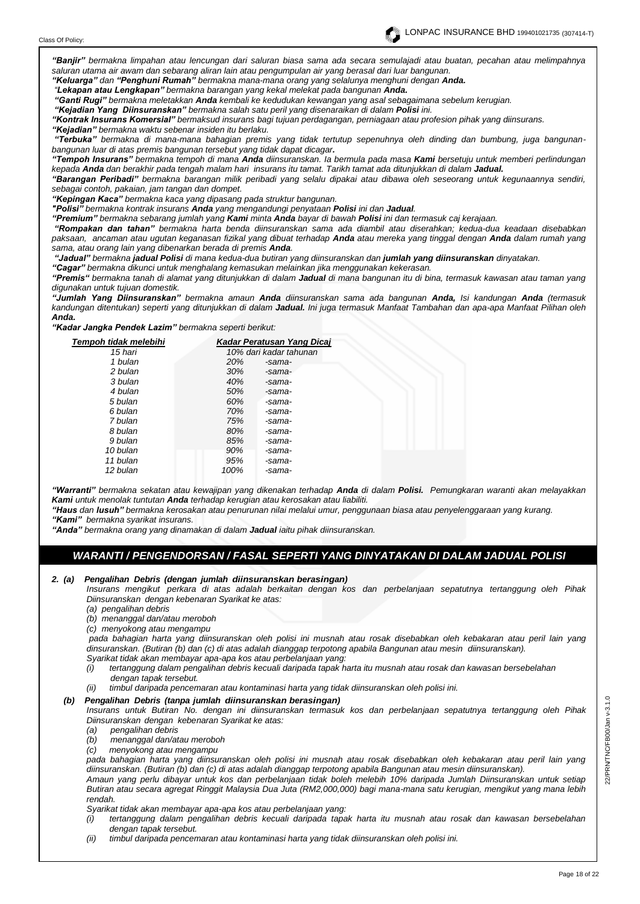***"Banjir"*** *bermakna limpahan atau lencungan dari saluran biasa sama ada secara semulajadi atau buatan, pecahan atau melimpahnya saluran utama air awam dan sebarang aliran lain atau pengumpulan air yang berasal dari luar bangunan.*

***"Keluarga"*** *dan* ***"Penghuni Rumah"*** *bermakna mana-mana orang yang selalunya menghuni dengan* ***Anda.***

***"Lekapan atau Lengkapan"*** *bermakna barangan yang kekal melekat pada bangunan* ***Anda.***

***"Ganti Rugi"*** *bermakna meletakkan* ***Anda*** *kembali ke kedudukan kewangan yang asal sebagaimana sebelum kerugian.*

***"Kejadian Yang Diinsuranskan"*** *bermakna salah satu peril yang disenaraikan di dalam* ***Polisi*** *ini.*

***"Kontrak Insurans Komersial"*** *bermaksud insurans bagi tujuan perdagangan, perniagaan atau profesion pihak yang diinsurans.*

***"Kejadian"*** *bermakna waktu sebenar insiden itu berlaku.*

***"Terbuka"*** *bermakna di mana-mana bahagian premis yang tidak tertutup sepenuhnya oleh dinding dan bumbung, juga bangunan-bangunan luar di atas premis bangunan tersebut yang tidak dapat dicagar.*

***"Tempoh Insurans"*** *bermakna tempoh di mana* ***Anda*** *diinsuranskan. Ia bermula pada masa* ***Kami*** *bersetuju untuk memberi perlindungan kepada* ***Anda*** *dan berakhir pada tengah malam hari insurans itu tamat. Tarikh tamat ada ditunjukkan di dalam* ***Jadual.***

***"Barangan Peribadi"*** *bermakna barangan milik peribadi yang selalu dipakai atau dibawa oleh seseorang untuk kegunaannya sendiri, sebagai contoh, pakaian, jam tangan dan dompet.*

***"Kepingan Kaca"*** *bermakna kaca yang dipasang pada struktur bangunan.*

***"Polisi"*** *bermakna kontrak insurans* ***Anda*** *yang mengandungi penyataan* ***Polisi*** *ini dan* ***Jadual****.*

***"Premium"*** *bermakna sebarang jumlah yang* ***Kami*** *minta* ***Anda*** *bayar di bawah* ***Polisi*** *ini dan termasuk caj kerajaan.*

***"Rompakan dan tahan"*** *bermakna harta benda diinsuranskan sama ada diambil atau diserahkan; kedua-dua keadaan disebabkan paksaan, ancaman atau ugutan keganasan fizikal yang dibuat terhadap* ***Anda*** *atau mereka yang tinggal dengan* ***Anda*** *dalam rumah yang sama, atau orang lain yang dibenarkan berada di premis* ***Anda****.*

***"Jadual"*** *bermakna* ***jadual Polisi*** *di mana kedua-dua butiran yang diinsuranskan dan* ***jumlah yang diinsuranskan*** *dinyatakan.*

***"Cagar"*** *bermakna dikunci untuk menghalang kemasukan melainkan jika menggunakan kekerasan.*

***"Premis"*** *bermakna tanah di alamat yang ditunjukkan di dalam* ***Jadual*** *di mana bangunan itu di bina, termasuk kawasan atau taman yang digunakan untuk tujuan domestik.*

***"Jumlah Yang Diinsuranskan"*** *bermakna amaun* ***Anda*** *diinsuranskan sama ada bangunan* ***Anda,*** *Isi kandungan* ***Anda*** *(termasuk kandungan ditentukan) seperti yang ditunjukkan di dalam* ***Jadual.*** *Ini juga termasuk Manfaat Tambahan dan apa-apa Manfaat Pilihan oleh* ***Anda.***

***"Kadar Jangka Pendek Lazim"*** *bermakna seperti berikut:*

| *Tempoh tidak melebihi* | *Kadar Peratusan Yang Dicaj* | |
|---|---|---|
| *15 hari* | *10% dari kadar tahunan* | |
| *1 bulan* | *20%* | *-sama-* |
| *2 bulan* | *30%* | *-sama-* |
| *3 bulan* | *40%* | *-sama-* |
| *4 bulan* | *50%* | *-sama-* |
| *5 bulan* | *60%* | *-sama-* |
| *6 bulan* | *70%* | *-sama-* |
| *7 bulan* | *75%* | *-sama-* |
| *8 bulan* | *80%* | *-sama-* |
| *9 bulan* | *85%* | *-sama-* |
| *10 bulan* | *90%* | *-sama-* |
| *11 bulan* | *95%* | *-sama-* |
| *12 bulan* | *100%* | *-sama-* |

***"Warranti"*** *bermakna sekatan atau kewajipan yang dikenakan terhadap* ***Anda*** *di dalam* ***Polisi.*** *Pemungkaran waranti akan melayakkan* ***Kami*** *untuk menolak tuntutan* ***Anda*** *terhadap kerugian atau kerosakan atau liabiliti.*

***"Haus*** *dan* ***lusuh"*** *bermakna kerosakan atau penurunan nilai melalui umur, penggunaan biasa atau penyelenggaraan yang kurang.*

***"Kami"*** *bermakna syarikat insurans.*

***"Anda"*** *bermakna orang yang dinamakan di dalam* ***Jadual*** *iaitu pihak diinsuranskan.*

## *WARANTI / PENGENDORSAN / FASAL SEPERTI YANG DINYATAKAN DI DALAM JADUAL POLISI*

***2. (a) Pengalihan Debris (dengan jumlah diinsuranskan berasingan)***

*Insurans mengikut perkara di atas adalah berkaitan dengan kos dan perbelanjaan sepatutnya tertanggung oleh Pihak Diinsuranskan dengan kebenaran Syarikat ke atas:*

*(a) pengalihan debris*
*(b) menanggal dan/atau meroboh*
*(c) menyokong atau mengampu*

*pada bahagian harta yang diinsuranskan oleh polisi ini musnah atau rosak disebabkan oleh kebakaran atau peril lain yang dinsuranskan. (Butiran (b) dan (c) di atas adalah dianggap terpotong apabila Bangunan atau mesin diinsuranskan).*

*Syarikat tidak akan membayar apa-apa kos atau perbelanjaan yang:*

*(i) tertanggung dalam pengalihan debris kecuali daripada tapak harta itu musnah atau rosak dan kawasan bersebelahan dengan tapak tersebut.*
*(ii) timbul daripada pencemaran atau kontaminasi harta yang tidak diinsuranskan oleh polisi ini.*

***(b) Pengalihan Debris (tanpa jumlah diinsuranskan berasingan)***

*Insurans untuk Butiran No. dengan ini diinsuranskan termasuk kos dan perbelanjaan sepatutnya tertanggung oleh Pihak Diinsuranskan dengan kebenaran Syarikat ke atas:*

*(a) pengalihan debris*
*(b) menanggal dan/atau meroboh*
*(c) menyokong atau mengampu*

*pada bahagian harta yang diinsuranskan oleh polisi ini musnah atau rosak disebabkan oleh kebakaran atau peril lain yang diinsuranskan. (Butiran (b) dan (c) di atas adalah dianggap terpotong apabila Bangunan atau mesin diinsuranskan).*

*Amaun yang perlu dibayar untuk kos dan perbelanjaan tidak boleh melebih 10% daripada Jumlah Diinsuranskan untuk setiap Butiran atau secara agregat Ringgit Malaysia Dua Juta (RM2,000,000) bagi mana-mana satu kerugian, mengikut yang mana lebih rendah.*

*Syarikat tidak akan membayar apa-apa kos atau perbelanjaan yang:*

*(i) tertanggung dalam pengalihan debris kecuali daripada tapak harta itu musnah atau rosak dan kawasan bersebelahan dengan tapak tersebut.*
*(ii) timbul daripada pencemaran atau kontaminasi harta yang tidak diinsuranskan oleh polisi ini.*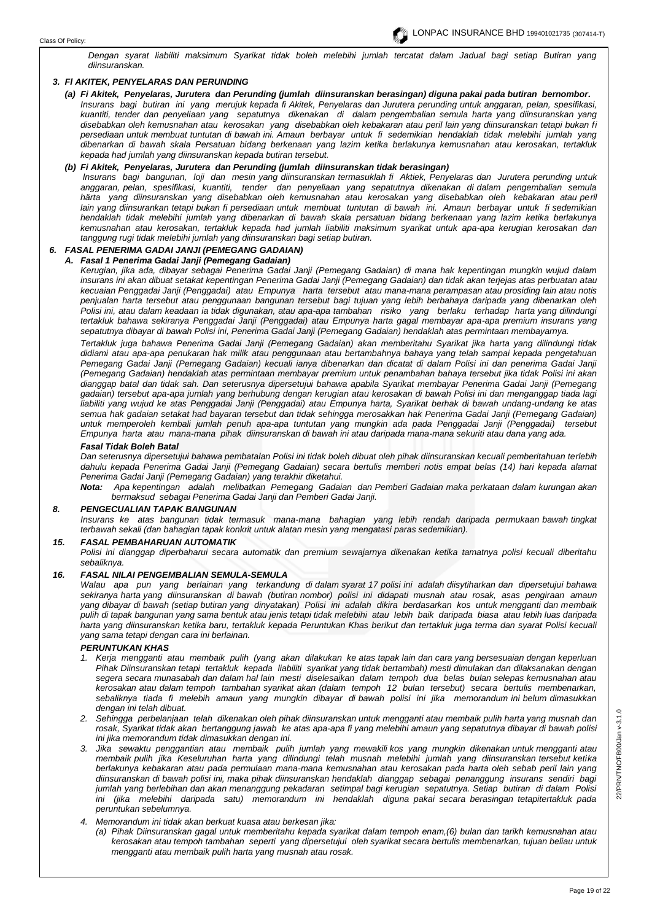*Dengan syarat liabiliti maksimum Syarikat tidak boleh melebihi jumlah tercatat dalam Jadual bagi setiap Butiran yang diinsuranskan.*

### *3. FI AKITEK, PENYELARAS DAN PERUNDING*

***(a) Fi Akitek, Penyelaras, Jurutera dan Perunding (jumlah diinsuranskan berasingan) diguna pakai pada butiran bernombor.***

*Insurans bagi butiran ini yang merujuk kepada fi Akitek, Penyelaras dan Jurutera perunding untuk anggaran, pelan, spesifikasi, kuantiti, tender dan penyeliaan yang sepatutnya dikenakan di dalam pengembalian semula harta yang diinsuranskan yang disebabkan oleh kemusnahan atau kerosakan yang disebabkan oleh kebakaran atau peril lain yang diinsuranskan tetapi bukan fi persediaan untuk membuat tuntutan di bawah ini. Amaun berbayar untuk fi sedemikian hendaklah tidak melebihi jumlah yang dibenarkan di bawah skala Persatuan bidang berkenaan yang lazim ketika berlakunya kemusnahan atau kerosakan, tertakluk kepada had jumlah yang diinsuranskan kepada butiran tersebut.*

***(b) Fi Akitek, Penyelaras, Jurutera dan Perunding (jumlah diinsuranskan tidak berasingan)***

*Insurans bagi bangunan, loji dan mesin yang diinsuranskan termasuklah fi Aktiek, Penyelaras dan Jurutera perunding untuk anggaran, pelan, spesifikasi, kuantiti, tender dan penyeliaan yang sepatutnya dikenakan di dalam pengembalian semula härta yang diinsuranskan yang disebabkan oleh kemusnahan atau kerosakan yang disebabkan oleh kebakaran atau peril lain yang diinsurankan tetapi bukan fi persediaan untuk membuat tuntutan di bawah ini. Amaun berbayar untuk fi sedemikian hendaklah tidak melebihi jumlah yang dibenarkan di bawah skala persatuan bidang berkenaan yang lazim ketika berlakunya kemusnahan atau kerosakan, tertakluk kepada had jumlah liabiliti maksimum syarikat untuk apa-apa kerugian kerosakan dan tanggung rugi tidak melebihi jumlah yang diinsuranskan bagi setiap butiran.*

### *6. FASAL PENERIMA GADAI JANJI (PEMEGANG GADAIAN)*

***A. Fasal 1 Penerima Gadai Janji (Pemegang Gadaian)***

*Kerugian, jika ada, dibayar sebagai Penerima Gadai Janji (Pemegang Gadaian) di mana hak kepentingan mungkin wujud dalam insurans ini akan dibuat setakat kepentingan Penerima Gadai Janji (Pemegang Gadaian) dan tidak akan terjejas atas perbuatan atau kecuaian Penggadai Janji (Penggadai) atau Empunya harta tersebut atau mana-mana perampasan atau prosiding lain atau notis penjualan harta tersebut atau penggunaan bangunan tersebut bagi tujuan yang lebih berbahaya daripada yang dibenarkan oleh Polisi ini, atau dalam keadaan ia tidak digunakan, atau apa-apa tambahan risiko yang berlaku terhadap harta yang dilindungi tertakluk bahawa sekiranya Penggadai Janji (Penggadai) atau Empunya harta gagal membayar apa-apa premium insurans yang sepatutnya dibayar di bawah Polisi ini, Penerima Gadai Janji (Pemegang Gadaian) hendaklah atas permintaan membayarnya.*

*Tertakluk juga bahawa Penerima Gadai Janji (Pemegang Gadaian) akan memberitahu Syarikat jika harta yang dilindungi tidak didiami atau apa-apa penukaran hak milik atau penggunaan atau bertambahnya bahaya yang telah sampai kepada pengetahuan Pemegang Gadai Janji (Pemegang Gadaian) kecuali ianya dibenarkan dan dicatat di dalam Polisi ini dan penerima Gadai Janji (Pemegang Gadaian) hendaklah atas permintaan membayar premium untuk penambahan bahaya tersebut jika tidak Polisi ini akan dianggap batal dan tidak sah. Dan seterusnya dipersetujui bahawa apabila Syarikat membayar Penerima Gadai Janji (Pemegang gadaian) tersebut apa-apa jumlah yang berhubung dengan kerugian atau kerosakan di bawah Polisi ini dan menganggap tiada lagi liabiliti yang wujud ke atas Penggadai Janji (Penggadai) atau Empunya harta, Syarikat berhak di bawah undang-undang ke atas semua hak gadaian setakat had bayaran tersebut dan tidak sehingga merosakkan hak Penerima Gadai Janji (Pemegang Gadaian) untuk memperoleh kembali jumlah penuh apa-apa tuntutan yang mungkin ada pada Penggadai Janji (Penggadai) tersebut Empunya harta atau mana-mana pihak diinsuranskan di bawah ini atau daripada mana-mana sekuriti atau dana yang ada.*

***Fasal Tidak Boleh Batal***

*Dan seterusnya dipersetujui bahawa pembatalan Polisi ini tidak boleh dibuat oleh pihak diinsuranskan kecuali pemberitahuan terlebih dahulu kepada Penerima Gadai Janji (Pemegang Gadaian) secara bertulis memberi notis empat belas (14) hari kepada alamat Penerima Gadai Janji (Pemegang Gadaian) yang terakhir diketahui.*

***Nota:*** *Apa kepentingan adalah melibatkan Pemegang Gadaian dan Pemberi Gadaian maka perkataan dalam kurungan akan bermaksud sebagai Penerima Gadai Janji dan Pemberi Gadai Janji.*

### *8. PENGECUALIAN TAPAK BANGUNAN*

*Insurans ke atas bangunan tidak termasuk mana-mana bahagian yang lebih rendah daripada permukaan bawah tingkat terbawah sekali (dan bahagian tapak konkrit untuk alatan mesin yang mengatasi paras sedemikian).*

### *15. FASAL PEMBAHARUAN AUTOMATIK*

*Polisi ini dianggap diperbaharui secara automatik dan premium sewajarnya dikenakan ketika tamatnya polisi kecuali diberitahu sebaliknya.*

### *16. FASAL NILAI PENGEMBALIAN SEMULA-SEMULA*

*Walau apa pun yang berlainan yang terkandung di dalam syarat 17 polisi ini adalah diisytiharkan dan dipersetujui bahawa sekiranya harta yang diinsuranskan di bawah (butiran nombor) polisi ini didapati musnah atau rosak, asas pengiraan amaun yang dibayar di bawah (setiap butiran yang dinyatakan) Polisi ini adalah dikira berdasarkan kos untuk mengganti dan membaik pulih di tapak bangunan yang sama bentuk atau jenis tetapi tidak melebihi atau lebih baik daripada biasa atau lebih luas daripada harta yang diinsuranskan ketika baru, tertakluk kepada Peruntukan Khas berikut dan tertakluk juga terma dan syarat Polisi kecuali yang sama tetapi dengan cara ini berlainan.*

***PERUNTUKAN KHAS***

1. *Kerja mengganti atau membaik pulih (yang akan dilakukan ke atas tapak lain dan cara yang bersesuaian dengan keperluan Pihak Diinsuranskan tetapi tertakluk kepada liabiliti syarikat yang tidak bertambah) mesti dimulakan dan dilaksanakan dengan segera secara munasabah dan dalam hal lain mesti diselesaikan dalam tempoh dua belas bulan selepas kemusnahan atau kerosakan atau dalam tempoh tambahan syarikat akan (dalam tempoh 12 bulan tersebut) secara bertulis membenarkan, sebaliknya tiada fi melebih amaun yang mungkin dibayar di bawah polisi ini jika memorandum ini belum dimasukkan dengan ini telah dibuat.*
2. *Sehingga perbelanjaan telah dikenakan oleh pihak diinsuranskan untuk mengganti atau membaik pulih harta yang musnah dan rosak, Syarikat tidak akan bertanggung jawab ke atas apa-apa fi yang melebihi amaun yang sepatutnya dibayar di bawah polisi ini jika memorandum tidak dimasukkan dengan ini.*
3. *Jika sewaktu penggantian atau membaik pulih jumlah yang mewakili kos yang mungkin dikenakan untuk mengganti atau membaik pulih jika Keseluruhan harta yang dilindungi telah musnah melebihi jumlah yang diinsuranskan tersebut ketika berlakunya kebakaran atau pada permulaan mana-mana kemusnahan atau kerosakan pada harta oleh sebab peril lain yang diinsuranskan di bawah polisi ini, maka pihak diinsuranskan hendaklah dianggap sebagai penanggung insurans sendiri bagi jumlah yang berlebihan dan akan menanggung pekadaran setimpal bagi kerugian sepatutnya. Setiap butiran di dalam Polisi ini (jika melebihi daripada satu) memorandum ini hendaklah diguna pakai secara berasingan tetapitertakluk pada peruntukan sebelumnya.*
4. *Memorandum ini tidak akan berkuat kuasa atau berkesan jika:*
   (a) *Pihak Diinsuranskan gagal untuk memberitahu kepada syarikat dalam tempoh enam,(6) bulan dan tarikh kemusnahan atau kerosakan atau tempoh tambahan seperti yang dipersetujui oleh syarikat secara bertulis membenarkan, tujuan beliau untuk mengganti atau membaik pulih harta yang musnah atau rosak.*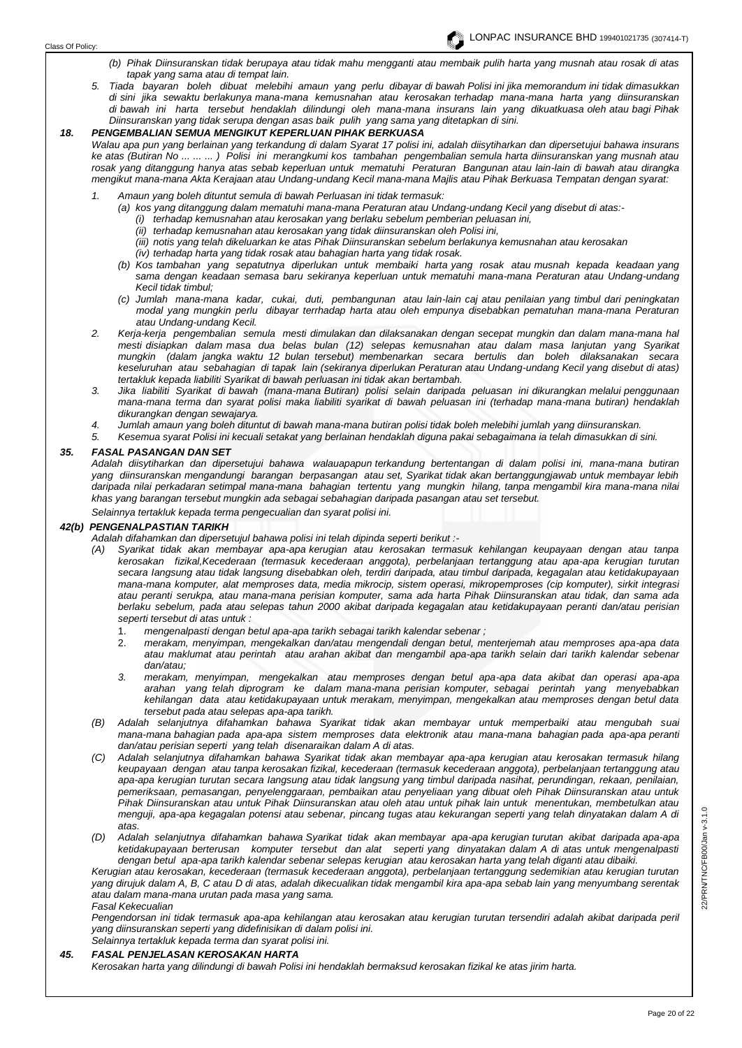(b) *Pihak Diinsuranskan tidak berupaya atau tidak mahu mengganti atau membaik pulih harta yang musnah atau rosak di atas tapak yang sama atau di tempat lain.*

5. *Tiada bayaran boleh dibuat melebihi amaun yang perlu dibayar di bawah Polisi ini jika memorandum ini tidak dimasukkan di sini jika sewaktu berlakunya mana-mana kemusnahan atau kerosakan terhadap mana-mana harta yang diinsuranskan di bawah ini harta tersebut hendaklah dilindungi oleh mana-mana insurans lain yang dikuatkuasa oleh atau bagi Pihak Diinsuranskan yang tidak serupa dengan asas baik pulih yang sama yang ditetapkan di sini.*

### 18. PENGEMBALIAN SEMUA MENGIKUT KEPERLUAN PIHAK BERKUASA

*Walau apa pun yang berlainan yang terkandung di dalam Syarat 17 polisi ini, adalah diisytiharkan dan dipersetujui bahawa insurans ke atas (Butiran No ... ... ... ) Polisi ini merangkumi kos tambahan pengembalian semula harta diinsuranskan yang musnah atau rosak yang ditanggung hanya atas sebab keperluan untuk mematuhi Peraturan Bangunan atau lain-lain di bawah atau dirangka mengikut mana-mana Akta Kerajaan atau Undang-undang Kecil mana-mana Majlis atau Pihak Berkuasa Tempatan dengan syarat:*

1. *Amaun yang boleh dituntut semula di bawah Perluasan ini tidak termasuk:*
   (a) *kos yang ditanggung dalam mematuhi mana-mana Peraturan atau Undang-undang Kecil yang disebut di atas:-*
      (i) *terhadap kemusnahan atau kerosakan yang berlaku sebelum pemberian peluasan ini,*
      (ii) *terhadap kemusnahan atau kerosakan yang tidak diinsuranskan oleh Polisi ini,*
      (iii) *notis yang telah dikeluarkan ke atas Pihak Diinsuranskan sebelum berlakunya kemusnahan atau kerosakan*
      (iv) *terhadap harta yang tidak rosak atau bahagian harta yang tidak rosak.*
   (b) *Kos tambahan yang sepatutnya diperlukan untuk membaiki harta yang rosak atau musnah kepada keadaan yang sama dengan keadaan semasa baru sekiranya keperluan untuk mematuhi mana-mana Peraturan atau Undang-undang Kecil tidak timbul;*
   (c) *Jumlah mana-mana kadar, cukai, duti, pembangunan atau lain-lain caj atau penilaian yang timbul dari peningkatan modal yang mungkin perlu dibayar terrhadap harta atau oleh empunya disebabkan pematuhan mana-mana Peraturan atau Undang-undang Kecil.*
2. *Kerja-kerja pengembalian semula mesti dimulakan dan dilaksanakan dengan secepat mungkin dan dalam mana-mana hal mesti disiapkan dalam masa dua belas bulan (12) selepas kemusnahan atau dalam masa lanjutan yang Syarikat mungkin (dalam jangka waktu 12 bulan tersebut) membenarkan secara bertulis dan boleh dilaksanakan secara keseluruhan atau sebahagian di tapak lain (sekiranya diperlukan Peraturan atau Undang-undang Kecil yang disebut di atas) tertakluk kepada liabiliti Syarikat di bawah perluasan ini tidak akan bertambah.*
3. *Jika liabiliti Syarikat di bawah (mana-mana Butiran) polisi selain daripada peluasan ini dikurangkan melalui penggunaan mana-mana terma dan syarat polisi maka liabiliti syarikat di bawah peluasan ini (terhadap mana-mana butiran) hendaklah dikurangkan dengan sewajarya.*
4. *Jumlah amaun yang boleh dituntut di bawah mana-mana butiran polisi tidak boleh melebihi jumlah yang diinsuranskan.*
5. *Kesemua syarat Polisi ini kecuali setakat yang berlainan hendaklah diguna pakai sebagaimana ia telah dimasukkan di sini.*

### 35. FASAL PASANGAN DAN SET

*Adalah diisytiharkan dan dipersetujui bahawa walauapapun terkandung bertentangan di dalam polisi ini, mana-mana butiran yang diinsuranskan mengandungi barangan berpasangan atau set, Syarikat tidak akan bertanggungjawab untuk membayar lebih daripada nilai perkadaran setimpal mana-mana bahagian tertentu yang mungkin hilang, tanpa mengambil kira mana-mana nilai khas yang barangan tersebut mungkin ada sebagai sebahagian daripada pasangan atau set tersebut.*

*Selainnya tertakluk kepada terma pengecualian dan syarat polisi ini.*

### 42(b) PENGENALPASTIAN TARIKH

*Adalah difahamkan dan dipersetujul bahawa polisi ini telah dipinda seperti berikut :-*

(A) *Syarikat tidak akan membayar apa-apa kerugian atau kerosakan termasuk kehilangan keupayaan dengan atau tanpa kerosakan fizikal,Kecederaan (termasuk kecederaan anggota), perbelanjaan tertanggung atau apa-apa kerugian turutan secara Iangsung atau tidak langsung disebabkan oleh, terdiri daripada, atau timbul daripada, kegagalan atau ketidakupayaan mana-mana komputer, alat memproses data, media mikrocip, sistem operasi, mikropemproses (cip komputer), sirkit integrasi atau peranti serukpa, atau mana-mana perisian komputer, sama ada harta Pihak Diinsuranskan atau tidak, dan sama ada berlaku sebelum, pada atau selepas tahun 2000 akibat daripada kegagalan atau ketidakupayaan peranti dan/atau perisian seperti tersebut di atas untuk :*
   1. *mengenalpasti dengan betul apa-apa tarikh sebagai tarikh kalendar sebenar ;*
   2. *merakam, menyimpan, mengekalkan dan/atau mengendali dengan betul, menterjemah atau memproses apa-apa data atau maklumat atau perintah atau arahan akibat dan mengambil apa-apa tarikh selain dari tarikh kalendar sebenar dan/atau;*
   3. *merakam, menyimpan, mengekalkan atau memproses dengan betul apa-apa data akibat dan operasi apa-apa arahan yang telah diprogram ke dalam mana-mana perisian komputer, sebagai perintah yang menyebabkan kehilangan data atau ketidakupayaan untuk merakam, menyimpan, mengekalkan atau memproses dengan betul data tersebut pada atau selepas apa-apa tarikh.*

(B) *Adalah selanjutnya difahamkan bahawa Syarikat tidak akan membayar untuk memperbaiki atau mengubah suai mana-mana bahagian pada apa-apa sistem memproses data elektronik atau mana-mana bahagian pada apa-apa peranti dan/atau perisian seperti yang telah disenaraikan dalam A di atas.*

(C) *Adalah selanjutnya difahamkan bahawa Syarikat tidak akan membayar apa-apa kerugian atau kerosakan termasuk hilang keupayaan dengan atau tanpa kerosakan fizikal, kecederaan (termasuk kecederaan anggota), perbelanjaan tertanggung atau apa-apa kerugian turutan secara Iangsung atau tidak langsung yang timbul daripada nasihat, perundingan, rekaan, penilaian, pemeriksaan, pemasangan, penyelenggaraan, pembaikan atau penyeliaan yang dibuat oleh Pihak Diinsuranskan atau untuk Pihak Diinsuranskan atau untuk Pihak Diinsuranskan atau oleh atau untuk pihak lain untuk menentukan, membetulkan atau menguji, apa-apa kegagalan potensi atau sebenar, pincang tugas atau kekurangan seperti yang telah dinyatakan dalam A di atas.*

(D) *Adalah selanjutnya difahamkan bahawa Syarikat tidak akan membayar apa-apa kerugian turutan akibat daripada apa-apa ketidakupayaan berterusan komputer tersebut dan alat seperti yang dinyatakan dalam A di atas untuk mengenalpasti dengan betul apa-apa tarikh kalendar sebenar selepas kerugian atau kerosakan harta yang telah diganti atau dibaiki.*

*Kerugian atau kerosakan, kecederaan (termasuk kecederaan anggota), perbelanjaan tertanggung sedemikian atau kerugian turutan yang dirujuk dalam A, B, C atau D di atas, adalah dikecualikan tidak mengambil kira apa-apa sebab lain yang menyumbang serentak atau dalam mana-mana urutan pada masa yang sama.*

*Fasal Kekecualian*

*Pengendorsan ini tidak termasuk apa-apa kehilangan atau kerosakan atau kerugian turutan tersendiri adalah akibat daripada peril yang diinsuranskan seperti yang didefinisikan di dalam polisi ini.*

*Selainnya tertakluk kepada terma dan syarat polisi ini.*

### 45. FASAL PENJELASAN KEROSAKAN HARTA

*Kerosakan harta yang dilindungi di bawah Polisi ini hendaklah bermaksud kerosakan fizikal ke atas jirim harta.*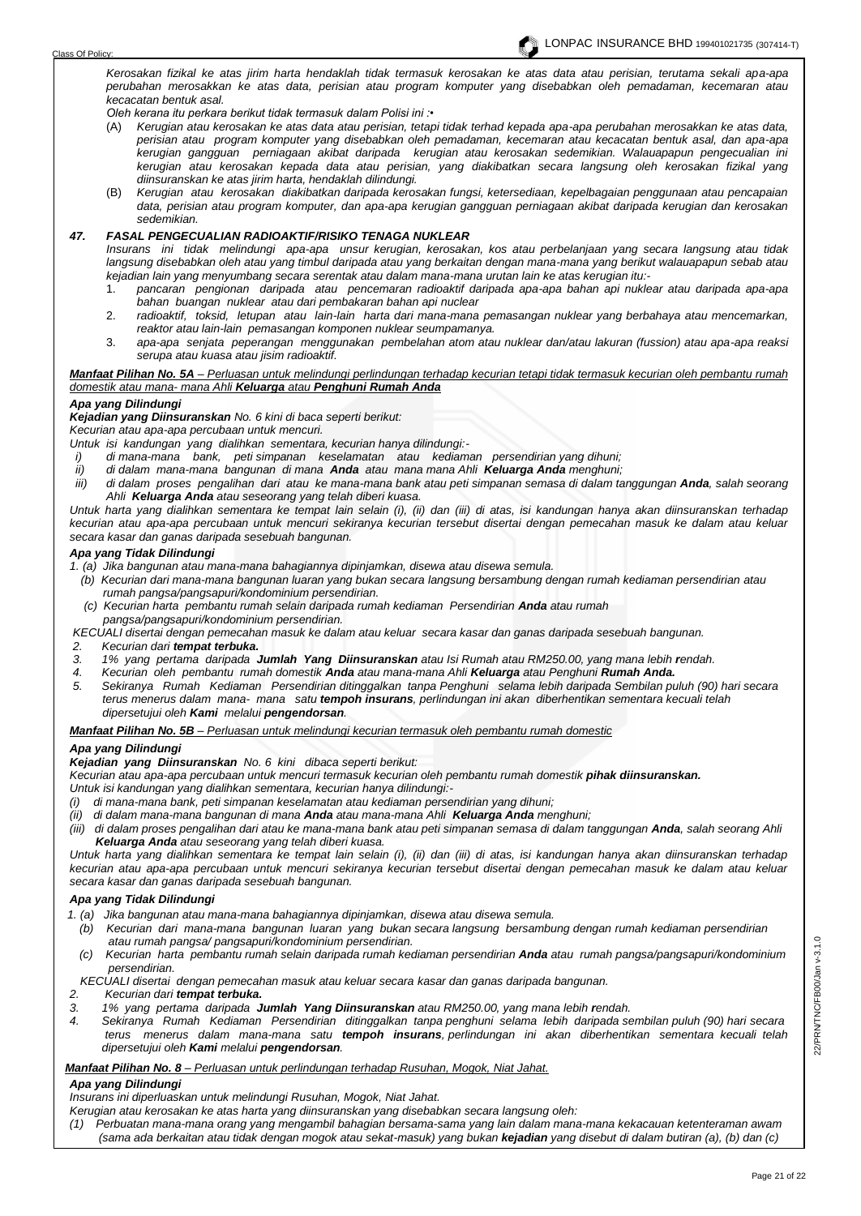*Kerosakan fizikal ke atas jirim harta hendaklah tidak termasuk kerosakan ke atas data atau perisian, terutama sekali apa-apa perubahan merosakkan ke atas data, perisian atau program komputer yang disebabkan oleh pemadaman, kecemaran atau kecacatan bentuk asal.*

*Oleh kerana itu perkara berikut tidak termasuk dalam Polisi ini :•*

(A) *Kerugian atau kerosakan ke atas data atau perisian, tetapi tidak terhad kepada apa-apa perubahan merosakkan ke atas data, perisian atau program komputer yang disebabkan oleh pemadaman, kecemaran atau kecacatan bentuk asal, dan apa-apa kerugian gangguan perniagaan akibat daripada kerugian atau kerosakan sedemikian. Walauapapun pengecualian ini kerugian atau kerosakan kepada data atau perisian, yang diakibatkan secara langsung oleh kerosakan fizikal yang diinsuranskan ke atas jirim harta, hendaklah dilindungi.*

(B) *Kerugian atau kerosakan diakibatkan daripada kerosakan fungsi, ketersediaan, kepelbagaian penggunaan atau pencapaian data, perisian atau program komputer, dan apa-apa kerugian gangguan perniagaan akibat daripada kerugian dan kerosakan sedemikian.*

### *47. FASAL PENGECUALIAN RADIOAKTIF/RISIKO TENAGA NUKLEAR*

*Insurans ini tidak melindungi apa-apa unsur kerugian, kerosakan, kos atau perbelanjaan yang secara langsung atau tidak langsung disebabkan oleh atau yang timbul daripada atau yang berkaitan dengan mana-mana yang berikut walauapapun sebab atau kejadian lain yang menyumbang secara serentak atau dalam mana-mana urutan lain ke atas kerugian itu:-*

1. *pancaran pengionan daripada atau pencemaran radioaktif daripada apa-apa bahan api nuklear atau daripada apa-apa bahan buangan nuklear atau dari pembakaran bahan api nuclear*
2. *radioaktif, toksid, letupan atau lain-lain harta dari mana-mana pemasangan nuklear yang berbahaya atau mencemarkan, reaktor atau lain-lain pemasangan komponen nuklear seumpamanya.*
3. *apa-apa senjata peperangan menggunakan pembelahan atom atau nuklear dan/atau lakuran (fussion) atau apa-apa reaksi serupa atau kuasa atau jisim radioaktif.*

***Manfaat Pilihan No. 5A** – Perluasan untuk melindungi perlindungan terhadap kecurian tetapi tidak termasuk kecurian oleh pembantu rumah domestik atau mana- mana Ahli **Keluarga** atau **Penghuni Rumah Anda***

***Apa yang Dilindungi***

***Kejadian yang Diinsuranskan** No. 6 kini di baca seperti berikut:*

*Kecurian atau apa-apa percubaan untuk mencuri.*

*Untuk isi kandungan yang dialihkan sementara, kecurian hanya dilindungi:-*

i) *di mana-mana bank, peti simpanan keselamatan atau kediaman persendirian yang dihuni;*
ii) *di dalam mana-mana bangunan di mana **Anda** atau mana mana Ahli **Keluarga Anda** menghuni;*
iii) *di dalam proses pengalihan dari atau ke mana-mana bank atau peti simpanan semasa di dalam tanggungan **Anda**, salah seorang Ahli **Keluarga Anda** atau seseorang yang telah diberi kuasa.*

*Untuk harta yang dialihkan sementara ke tempat lain selain (i), (ii) dan (iii) di atas, isi kandungan hanya akan diinsuranskan terhadap kecurian atau apa-apa percubaan untuk mencuri sekiranya kecurian tersebut disertai dengan pemecahan masuk ke dalam atau keluar secara kasar dan ganas daripada sesebuah bangunan.*

***Apa yang Tidak Dilindungi***

*1. (a) Jika bangunan atau mana-mana bahagiannya dipinjamkan, disewa atau disewa semula.*
*(b) Kecurian dari mana-mana bangunan luaran yang bukan secara langsung bersambung dengan rumah kediaman persendirian atau rumah pangsa/pangsapuri/kondominium persendirian.*
*(c) Kecurian harta pembantu rumah selain daripada rumah kediaman Persendirian **Anda** atau rumah pangsa/pangsapuri/kondominium persendirian.*

*KECUALI disertai dengan pemecahan masuk ke dalam atau keluar secara kasar dan ganas daripada sesebuah bangunan.*

2. *Kecurian dari **tempat terbuka.***
3. *1% yang pertama daripada **Jumlah Yang Diinsuranskan** atau Isi Rumah atau RM250.00, yang mana lebih **r**endah.*
4. *Kecurian oleh pembantu rumah domestik **Anda** atau mana-mana Ahli **Keluarga** atau Penghuni **Rumah Anda.***
5. *Sekiranya Rumah Kediaman Persendirian ditinggalkan tanpa Penghuni selama lebih daripada Sembilan puluh (90) hari secara terus menerus dalam mana- mana satu **tempoh insurans**, perlindungan ini akan diberhentikan sementara kecuali telah dipersetujui oleh **Kami** melalui **pengendorsan**.*

***Manfaat Pilihan No. 5B** – Perluasan untuk melindungi kecurian termasuk oleh pembantu rumah domestic*

***Apa yang Dilindungi***

***Kejadian yang Diinsuranskan** No. 6 kini dibaca seperti berikut:*

*Kecurian atau apa-apa percubaan untuk mencuri termasuk kecurian oleh pembantu rumah domestik **pihak diinsuranskan.***

*Untuk isi kandungan yang dialihkan sementara, kecurian hanya dilindungi:-*

(i) *di mana-mana bank, peti simpanan keselamatan atau kediaman persendirian yang dihuni;*
(ii) *di dalam mana-mana bangunan di mana **Anda** atau mana-mana Ahli **Keluarga Anda** menghuni;*
(iii) *di dalam proses pengalihan dari atau ke mana-mana bank atau peti simpanan semasa di dalam tanggungan **Anda**, salah seorang Ahli **Keluarga Anda** atau seseorang yang telah diberi kuasa.*

*Untuk harta yang dialihkan sementara ke tempat lain selain (i), (ii) dan (iii) di atas, isi kandungan hanya akan diinsuranskan terhadap kecurian atau apa-apa percubaan untuk mencuri sekiranya kecurian tersebut disertai dengan pemecahan masuk ke dalam atau keluar secara kasar dan ganas daripada sesebuah bangunan.*

***Apa yang Tidak Dilindungi***

*1. (a) Jika bangunan atau mana-mana bahagiannya dipinjamkan, disewa atau disewa semula.*
*(b) Kecurian dari mana-mana bangunan luaran yang bukan secara langsung bersambung dengan rumah kediaman persendirian atau rumah pangsa/ pangsapuri/kondominium persendirian.*
*(c) Kecurian harta pembantu rumah selain daripada rumah kediaman persendirian **Anda** atau rumah pangsa/pangsapuri/kondominium persendirian.*

*KECUALI disertai dengan pemecahan masuk atau keluar secara kasar dan ganas daripada bangunan.*

2. *Kecurian dari **tempat terbuka.***
3. *1% yang pertama daripada **Jumlah Yang Diinsuranskan** atau RM250.00, yang mana lebih **r**endah.*
4. *Sekiranya Rumah Kediaman Persendirian ditinggalkan tanpa penghuni selama lebih daripada sembilan puluh (90) hari secara terus menerus dalam mana-mana satu **tempoh insurans**, perlindungan ini akan diberhentikan sementara kecuali telah dipersetujui oleh **Kami** melalui **pengendorsan**.*

***Manfaat Pilihan No. 8** – Perluasan untuk perlindungan terhadap Rusuhan, Mogok, Niat Jahat.*

***Apa yang Dilindungi***

*Insurans ini diperluaskan untuk melindungi Rusuhan, Mogok, Niat Jahat.*

*Kerugian atau kerosakan ke atas harta yang diinsuranskan yang disebabkan secara langsung oleh:*

(1) *Perbuatan mana-mana orang yang mengambil bahagian bersama-sama yang lain dalam mana-mana kekacauan ketenteraman awam (sama ada berkaitan atau tidak dengan mogok atau sekat-masuk) yang bukan **kejadian** yang disebut di dalam butiran (a), (b) dan (c)*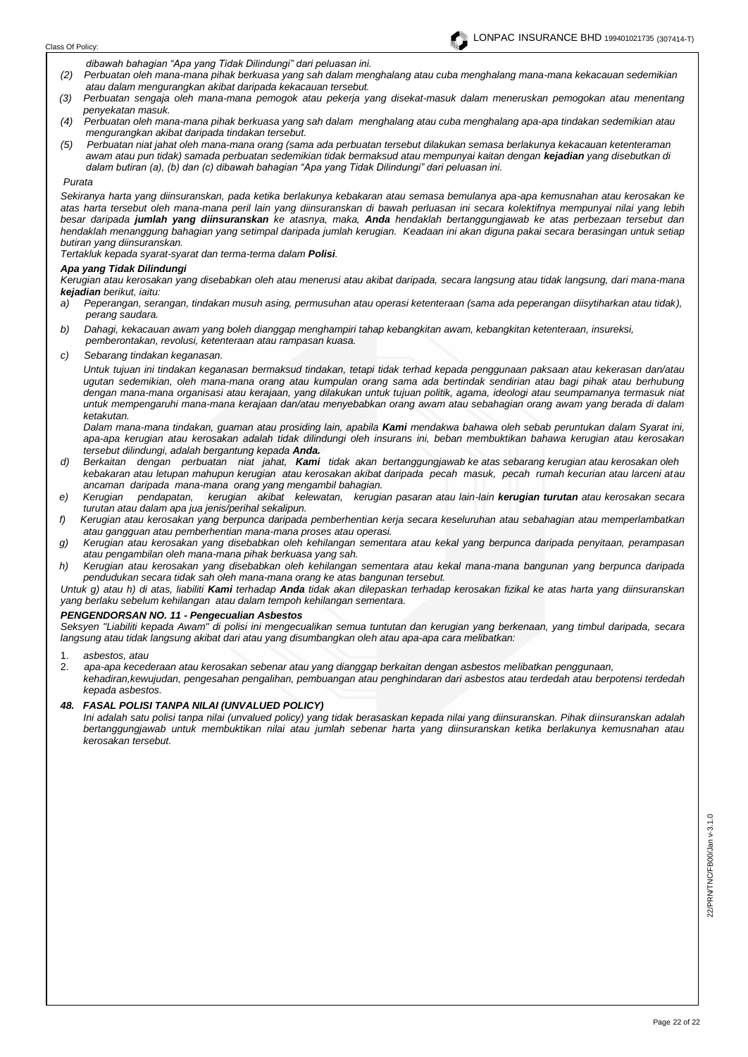*dibawah bahagian "Apa yang Tidak Dilindungi" dari peluasan ini.*

*(2) Perbuatan oleh mana-mana pihak berkuasa yang sah dalam menghalang atau cuba menghalang mana-mana kekacauan sedemikian atau dalam mengurangkan akibat daripada kekacauan tersebut.*

*(3) Perbuatan sengaja oleh mana-mana pemogok atau pekerja yang disekat-masuk dalam meneruskan pemogokan atau menentang penyekatan masuk.*

*(4) Perbuatan oleh mana-mana pihak berkuasa yang sah dalam menghalang atau cuba menghalang apa-apa tindakan sedemikian atau mengurangkan akibat daripada tindakan tersebut.*

*(5) Perbuatan niat jahat oleh mana-mana orang (sama ada perbuatan tersebut dilakukan semasa berlakunya kekacauan ketenteraman awam atau pun tidak) samada perbuatan sedemikian tidak bermaksud atau mempunyai kaitan dengan **kejadian** yang disebutkan di dalam butiran (a), (b) dan (c) dibawah bahagian "Apa yang Tidak Dilindungi" dari peluasan ini.*

*Purata*

*Sekiranya harta yang diinsuranskan, pada ketika berlakunya kebakaran atau semasa bemulanya apa-apa kemusnahan atau kerosakan ke atas harta tersebut oleh mana-mana peril lain yang diinsuranskan di bawah perluasan ini secara kolektifnya mempunyai nilai yang lebih besar daripada **jumlah yang diinsuranskan** ke atasnya, maka, **Anda** hendaklah bertanggungjawab ke atas perbezaan tersebut dan hendaklah menanggung bahagian yang setimpal daripada jumlah kerugian. Keadaan ini akan diguna pakai secara berasingan untuk setiap butiran yang diinsuranskan.*

*Tertakluk kepada syarat-syarat dan terma-terma dalam **Polisi**.*

***Apa yang Tidak Dilindungi***

*Kerugian atau kerosakan yang disebabkan oleh atau menerusi atau akibat daripada, secara langsung atau tidak langsung, dari mana-mana **kejadian** berikut, iaitu:*

*a) Peperangan, serangan, tindakan musuh asing, permusuhan atau operasi ketenteraan (sama ada peperangan diisytiharkan atau tidak), perang saudara.*

*b) Dahagi, kekacauan awam yang boleh dianggap menghampiri tahap kebangkitan awam, kebangkitan ketenteraan, insureksi, pemberontakan, revolusi, ketenteraan atau rampasan kuasa.*

*c) Sebarang tindakan keganasan.*

*Untuk tujuan ini tindakan keganasan bermaksud tindakan, tetapi tidak terhad kepada penggunaan paksaan atau kekerasan dan/atau ugutan sedemikian, oleh mana-mana orang atau kumpulan orang sama ada bertindak sendirian atau bagi pihak atau berhubung dengan mana-mana organisasi atau kerajaan, yang dilakukan untuk tujuan politik, agama, ideologi atau seumpamanya termasuk niat untuk mempengaruhi mana-mana kerajaan dan/atau menyebabkan orang awam atau sebahagian orang awam yang berada di dalam ketakutan.*

*Dalam mana-mana tindakan, guaman atau prosiding lain, apabila **Kami** mendakwa bahawa oleh sebab peruntukan dalam Syarat ini, apa-apa kerugian atau kerosakan adalah tidak dilindungi oleh insurans ini, beban membuktikan bahawa kerugian atau kerosakan tersebut dilindungi, adalah bergantung kepada **Anda.***

*d) Berkaitan dengan perbuatan niat jahat, **Kami** tidak akan bertanggungjawab ke atas sebarang kerugian atau kerosakan oleh kebakaran atau letupan mahupun kerugian atau kerosakan akibat daripada pecah masuk, pecah rumah kecurian atau larceni atau ancaman daripada mana-mana orang yang mengambil bahagian.*

*e) Kerugian pendapatan, kerugian akibat kelewatan, kerugian pasaran atau lain-lain **kerugian turutan** atau kerosakan secara turutan atau dalam apa jua jenis/perihal sekalipun.*

*f) Kerugian atau kerosakan yang berpunca daripada pemberhentian kerja secara keseluruhan atau sebahagian atau memperlambatkan atau gangguan atau pemberhentian mana-mana proses atau operasi.*

*g) Kerugian atau kerosakan yang disebabkan oleh kehilangan sementara atau kekal yang berpunca daripada penyitaan, perampasan atau pengambilan oleh mana-mana pihak berkuasa yang sah.*

*h) Kerugian atau kerosakan yang disebabkan oleh kehilangan sementara atau kekal mana-mana bangunan yang berpunca daripada pendudukan secara tidak sah oleh mana-mana orang ke atas bangunan tersebut.*

*Untuk g) atau h) di atas, liabiliti **Kami** terhadap **Anda** tidak akan dilepaskan terhadap kerosakan fizikal ke atas harta yang diinsuranskan yang berlaku sebelum kehilangan atau dalam tempoh kehilangan sementara.*

***PENGENDORSAN NO. 11 - Pengecualian Asbestos***

*Seksyen "Liabiliti kepada Awam" di polisi ini mengecualikan semua tuntutan dan kerugian yang berkenaan, yang timbul daripada, secara langsung atau tidak langsung akibat dari atau yang disumbangkan oleh atau apa-apa cara melibatkan:*

1. *asbestos, atau*
2. *apa-apa kecederaan atau kerosakan sebenar atau yang dianggap berkaitan dengan asbestos melibatkan penggunaan, kehadiran,kewujudan, pengesahan pengalihan, pembuangan atau penghindaran dari asbestos atau terdedah atau berpotensi terdedah kepada asbestos.*

### *48. FASAL POLISI TANPA NILAI (UNVALUED POLICY)*

*Ini adalah satu polisi tanpa nilai (unvalued policy) yang tidak berasaskan kepada nilai yang diinsuranskan. Pihak diinsuranskan adalah bertanggungjawab untuk membuktikan nilai atau jumlah sebenar harta yang diinsuranskan ketika berlakunya kemusnahan atau kerosakan tersebut.*